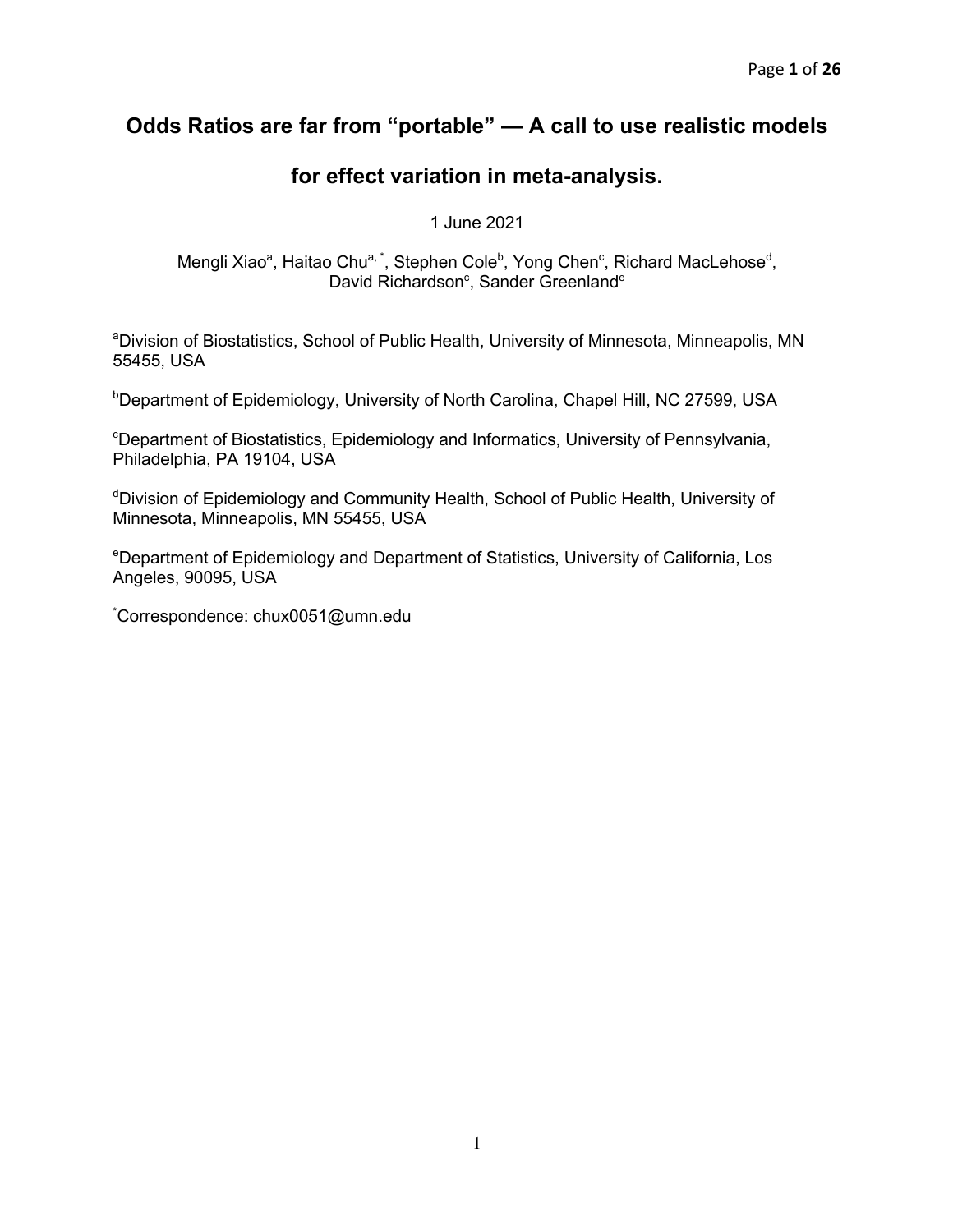# Odds Ratios are far from "portable" — A call to use realistic models for effect variation in meta-analysis.

1 June 2021

Mengli Xiao[a], Haitao Chu[a, *], Stephen Cole[b], Yong Chen[c], Richard MacLehose[d], David Richardson[c], Sander Greenland[e]

[a]Division of Biostatistics, School of Public Health, University of Minnesota, Minneapolis, MN 55455, USA

[b]Department of Epidemiology, University of North Carolina, Chapel Hill, NC 27599, USA

[c]Department of Biostatistics, Epidemiology and Informatics, University of Pennsylvania, Philadelphia, PA 19104, USA

[d]Division of Epidemiology and Community Health, School of Public Health, University of Minnesota, Minneapolis, MN 55455, USA

[e]Department of Epidemiology and Department of Statistics, University of California, Los Angeles, 90095, USA

[*]Correspondence: chux0051@umn.edu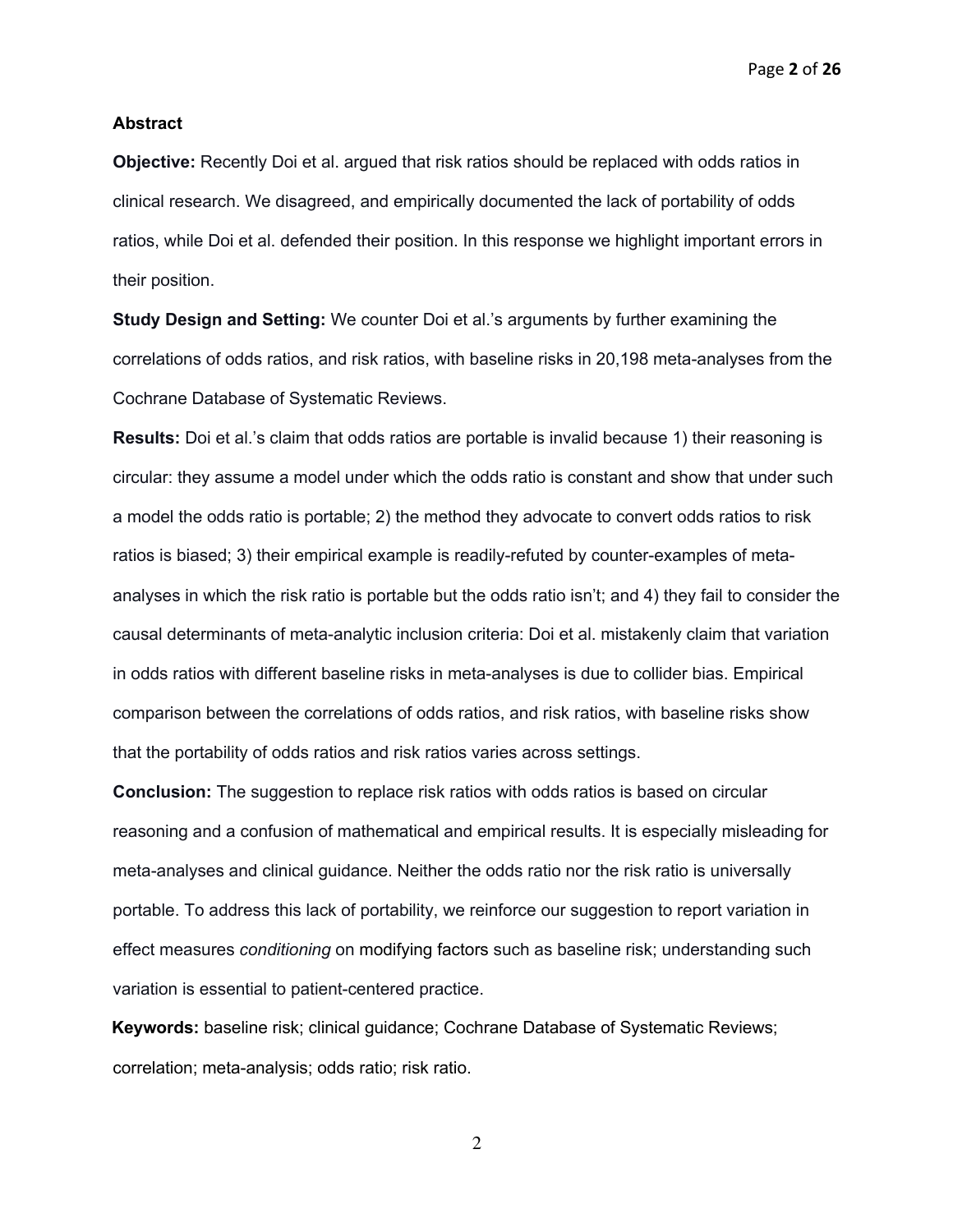## Abstract

**Objective:** Recently Doi et al. argued that risk ratios should be replaced with odds ratios in clinical research. We disagreed, and empirically documented the lack of portability of odds ratios, while Doi et al. defended their position. In this response we highlight important errors in their position.

**Study Design and Setting:** We counter Doi et al.'s arguments by further examining the correlations of odds ratios, and risk ratios, with baseline risks in 20,198 meta-analyses from the Cochrane Database of Systematic Reviews.

**Results:** Doi et al.'s claim that odds ratios are portable is invalid because 1) their reasoning is circular: they assume a model under which the odds ratio is constant and show that under such a model the odds ratio is portable; 2) the method they advocate to convert odds ratios to risk ratios is biased; 3) their empirical example is readily-refuted by counter-examples of meta-analyses in which the risk ratio is portable but the odds ratio isn't; and 4) they fail to consider the causal determinants of meta-analytic inclusion criteria: Doi et al. mistakenly claim that variation in odds ratios with different baseline risks in meta-analyses is due to collider bias. Empirical comparison between the correlations of odds ratios, and risk ratios, with baseline risks show that the portability of odds ratios and risk ratios varies across settings.

**Conclusion:** The suggestion to replace risk ratios with odds ratios is based on circular reasoning and a confusion of mathematical and empirical results. It is especially misleading for meta-analyses and clinical guidance. Neither the odds ratio nor the risk ratio is universally portable. To address this lack of portability, we reinforce our suggestion to report variation in effect measures *conditioning* on modifying factors such as baseline risk; understanding such variation is essential to patient-centered practice.

**Keywords:** baseline risk; clinical guidance; Cochrane Database of Systematic Reviews; correlation; meta-analysis; odds ratio; risk ratio.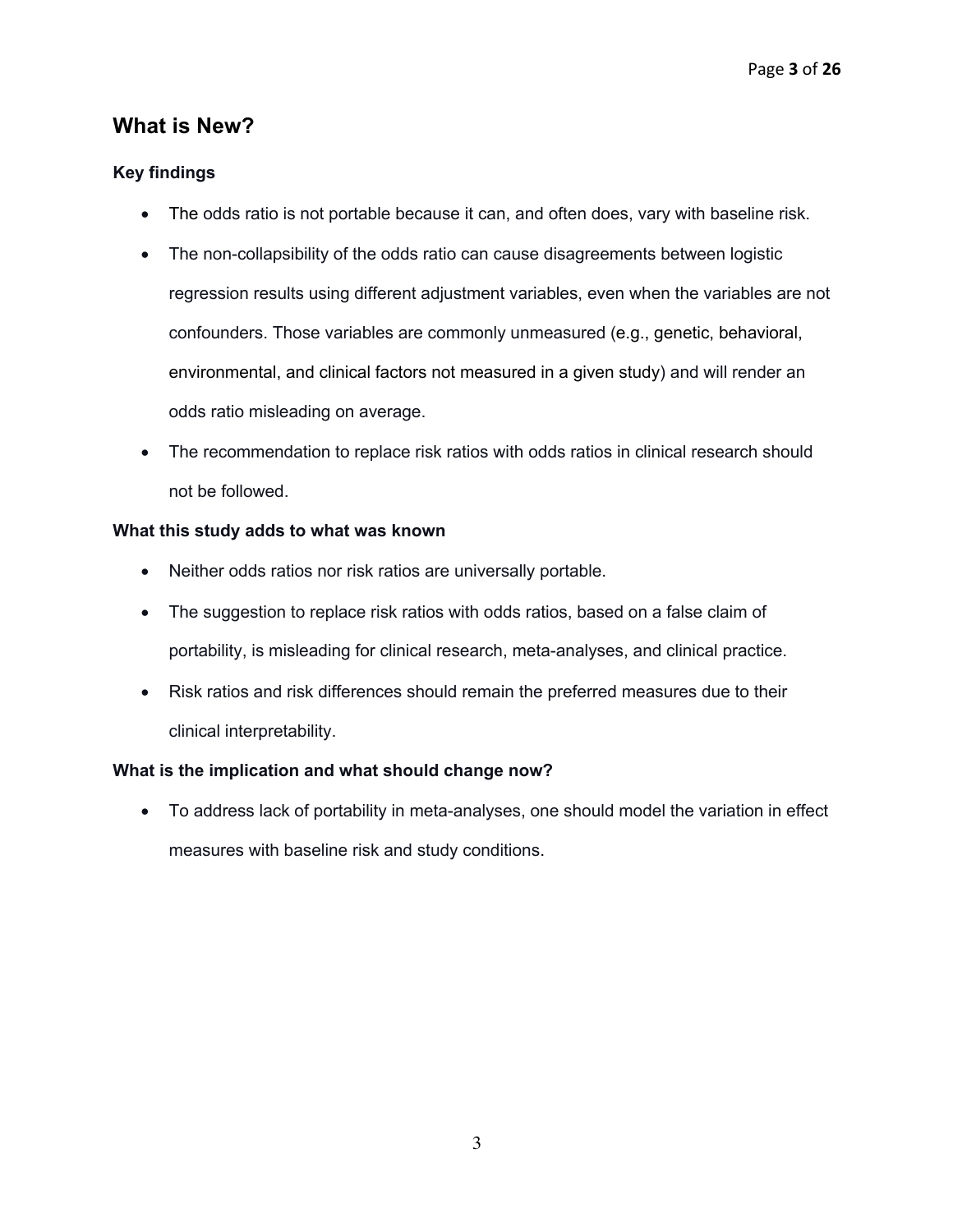## What is New?

### Key findings

- The odds ratio is not portable because it can, and often does, vary with baseline risk.
- The non-collapsibility of the odds ratio can cause disagreements between logistic regression results using different adjustment variables, even when the variables are not confounders. Those variables are commonly unmeasured (e.g., genetic, behavioral, environmental, and clinical factors not measured in a given study) and will render an odds ratio misleading on average.
- The recommendation to replace risk ratios with odds ratios in clinical research should not be followed.

### What this study adds to what was known

- Neither odds ratios nor risk ratios are universally portable.
- The suggestion to replace risk ratios with odds ratios, based on a false claim of portability, is misleading for clinical research, meta-analyses, and clinical practice.
- Risk ratios and risk differences should remain the preferred measures due to their clinical interpretability.

### What is the implication and what should change now?

- To address lack of portability in meta-analyses, one should model the variation in effect measures with baseline risk and study conditions.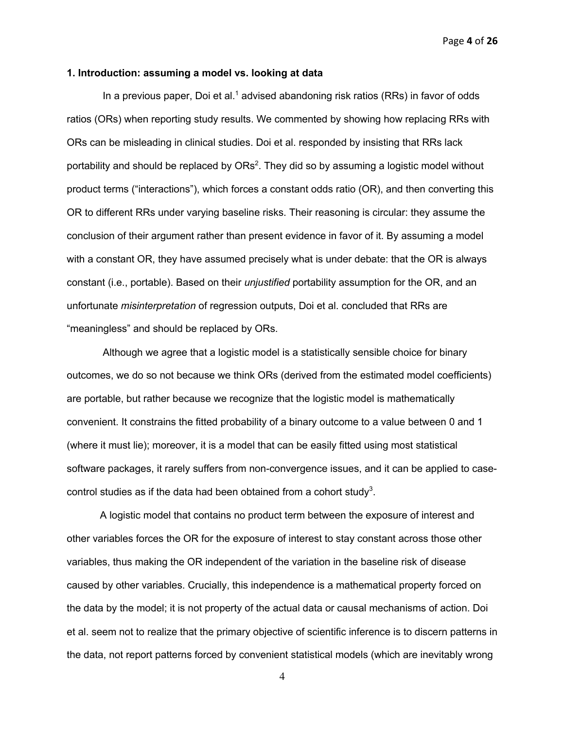### 1. Introduction: assuming a model vs. looking at data

In a previous paper, Doi et al.[1] advised abandoning risk ratios (RRs) in favor of odds ratios (ORs) when reporting study results. We commented by showing how replacing RRs with ORs can be misleading in clinical studies. Doi et al. responded by insisting that RRs lack portability and should be replaced by ORs[2]. They did so by assuming a logistic model without product terms ("interactions"), which forces a constant odds ratio (OR), and then converting this OR to different RRs under varying baseline risks. Their reasoning is circular: they assume the conclusion of their argument rather than present evidence in favor of it. By assuming a model with a constant OR, they have assumed precisely what is under debate: that the OR is always constant (i.e., portable). Based on their *unjustified* portability assumption for the OR, and an unfortunate *misinterpretation* of regression outputs, Doi et al. concluded that RRs are "meaningless" and should be replaced by ORs.

Although we agree that a logistic model is a statistically sensible choice for binary outcomes, we do so not because we think ORs (derived from the estimated model coefficients) are portable, but rather because we recognize that the logistic model is mathematically convenient. It constrains the fitted probability of a binary outcome to a value between 0 and 1 (where it must lie); moreover, it is a model that can be easily fitted using most statistical software packages, it rarely suffers from non-convergence issues, and it can be applied to case-control studies as if the data had been obtained from a cohort study[3].

A logistic model that contains no product term between the exposure of interest and other variables forces the OR for the exposure of interest to stay constant across those other variables, thus making the OR independent of the variation in the baseline risk of disease caused by other variables. Crucially, this independence is a mathematical property forced on the data by the model; it is not property of the actual data or causal mechanisms of action. Doi et al. seem not to realize that the primary objective of scientific inference is to discern patterns in the data, not report patterns forced by convenient statistical models (which are inevitably wrong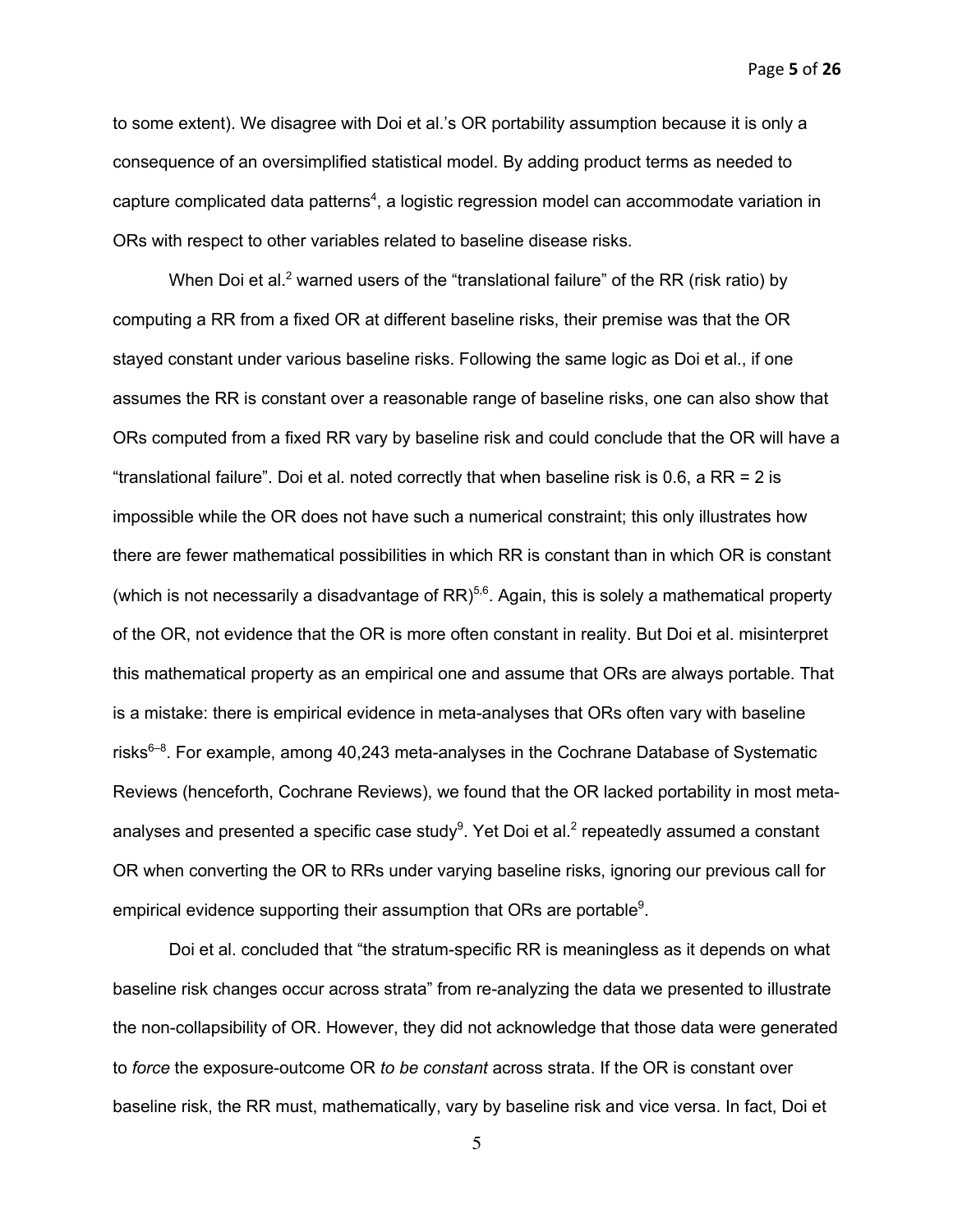to some extent). We disagree with Doi et al.'s OR portability assumption because it is only a consequence of an oversimplified statistical model. By adding product terms as needed to capture complicated data patterns[4], a logistic regression model can accommodate variation in ORs with respect to other variables related to baseline disease risks.

When Doi et al.[2] warned users of the "translational failure" of the RR (risk ratio) by computing a RR from a fixed OR at different baseline risks, their premise was that the OR stayed constant under various baseline risks. Following the same logic as Doi et al., if one assumes the RR is constant over a reasonable range of baseline risks, one can also show that ORs computed from a fixed RR vary by baseline risk and could conclude that the OR will have a "translational failure". Doi et al. noted correctly that when baseline risk is 0.6, a RR = 2 is impossible while the OR does not have such a numerical constraint; this only illustrates how there are fewer mathematical possibilities in which RR is constant than in which OR is constant (which is not necessarily a disadvantage of RR)[5,6]. Again, this is solely a mathematical property of the OR, not evidence that the OR is more often constant in reality. But Doi et al. misinterpret this mathematical property as an empirical one and assume that ORs are always portable. That is a mistake: there is empirical evidence in meta-analyses that ORs often vary with baseline risks[6–8]. For example, among 40,243 meta-analyses in the Cochrane Database of Systematic Reviews (henceforth, Cochrane Reviews), we found that the OR lacked portability in most meta-analyses and presented a specific case study[9]. Yet Doi et al.[2] repeatedly assumed a constant OR when converting the OR to RRs under varying baseline risks, ignoring our previous call for empirical evidence supporting their assumption that ORs are portable[9].

Doi et al. concluded that "the stratum-specific RR is meaningless as it depends on what baseline risk changes occur across strata" from re-analyzing the data we presented to illustrate the non-collapsibility of OR. However, they did not acknowledge that those data were generated to *force* the exposure-outcome OR *to be constant* across strata. If the OR is constant over baseline risk, the RR must, mathematically, vary by baseline risk and vice versa. In fact, Doi et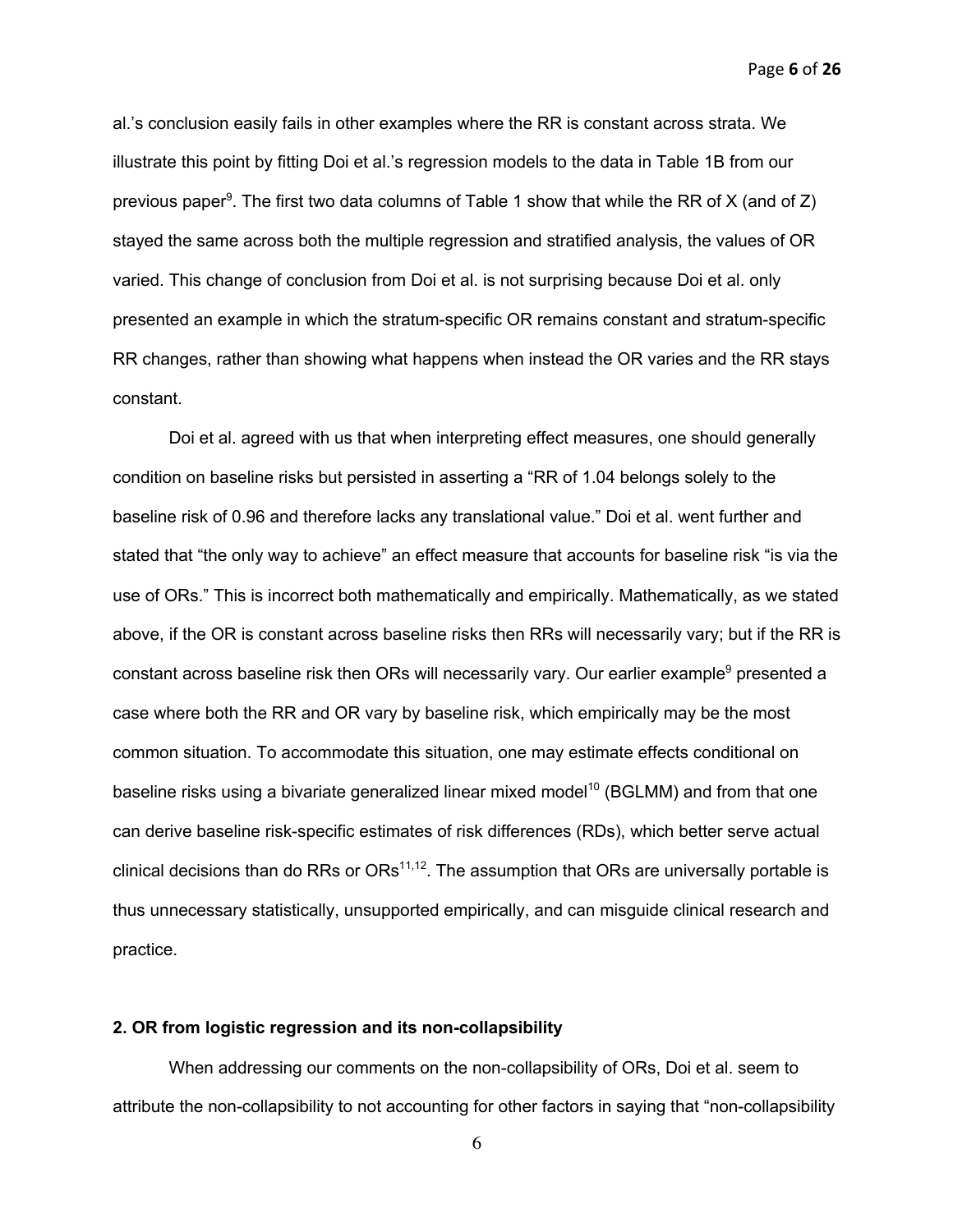al.'s conclusion easily fails in other examples where the RR is constant across strata. We illustrate this point by fitting Doi et al.'s regression models to the data in Table 1B from our previous paper[9]. The first two data columns of Table 1 show that while the RR of X (and of Z) stayed the same across both the multiple regression and stratified analysis, the values of OR varied. This change of conclusion from Doi et al. is not surprising because Doi et al. only presented an example in which the stratum-specific OR remains constant and stratum-specific RR changes, rather than showing what happens when instead the OR varies and the RR stays constant.

Doi et al. agreed with us that when interpreting effect measures, one should generally condition on baseline risks but persisted in asserting a "RR of 1.04 belongs solely to the baseline risk of 0.96 and therefore lacks any translational value." Doi et al. went further and stated that "the only way to achieve" an effect measure that accounts for baseline risk "is via the use of ORs." This is incorrect both mathematically and empirically. Mathematically, as we stated above, if the OR is constant across baseline risks then RRs will necessarily vary; but if the RR is constant across baseline risk then ORs will necessarily vary. Our earlier example[9] presented a case where both the RR and OR vary by baseline risk, which empirically may be the most common situation. To accommodate this situation, one may estimate effects conditional on baseline risks using a bivariate generalized linear mixed model[10] (BGLMM) and from that one can derive baseline risk-specific estimates of risk differences (RDs), which better serve actual clinical decisions than do RRs or ORs[11,12]. The assumption that ORs are universally portable is thus unnecessary statistically, unsupported empirically, and can misguide clinical research and practice.

## 2. OR from logistic regression and its non-collapsibility

When addressing our comments on the non-collapsibility of ORs, Doi et al. seem to attribute the non-collapsibility to not accounting for other factors in saying that "non-collapsibility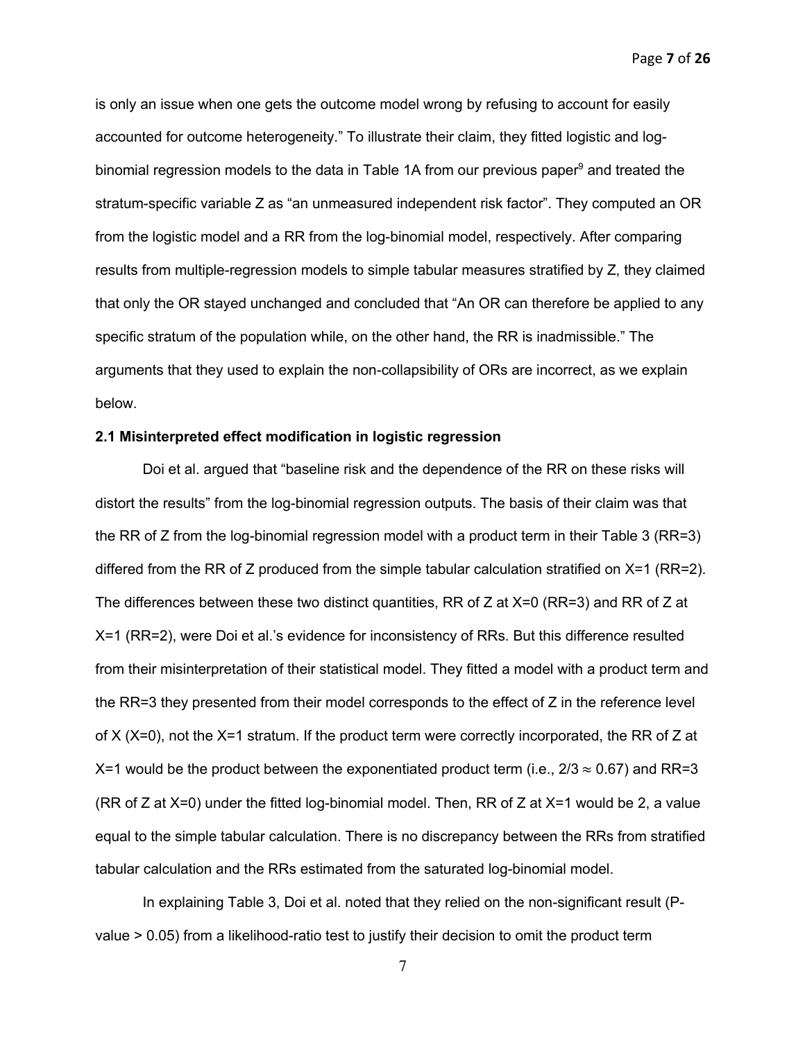is only an issue when one gets the outcome model wrong by refusing to account for easily accounted for outcome heterogeneity." To illustrate their claim, they fitted logistic and log-binomial regression models to the data in Table 1A from our previous paper[9] and treated the stratum-specific variable Z as "an unmeasured independent risk factor". They computed an OR from the logistic model and a RR from the log-binomial model, respectively. After comparing results from multiple-regression models to simple tabular measures stratified by Z, they claimed that only the OR stayed unchanged and concluded that "An OR can therefore be applied to any specific stratum of the population while, on the other hand, the RR is inadmissible." The arguments that they used to explain the non-collapsibility of ORs are incorrect, as we explain below.

### 2.1 Misinterpreted effect modification in logistic regression

Doi et al. argued that "baseline risk and the dependence of the RR on these risks will distort the results" from the log-binomial regression outputs. The basis of their claim was that the RR of Z from the log-binomial regression model with a product term in their Table 3 (RR=3) differed from the RR of Z produced from the simple tabular calculation stratified on X=1 (RR=2). The differences between these two distinct quantities, RR of Z at X=0 (RR=3) and RR of Z at X=1 (RR=2), were Doi et al.'s evidence for inconsistency of RRs. But this difference resulted from their misinterpretation of their statistical model. They fitted a model with a product term and the RR=3 they presented from their model corresponds to the effect of Z in the reference level of X (X=0), not the X=1 stratum. If the product term were correctly incorporated, the RR of Z at X=1 would be the product between the exponentiated product term (i.e., $2/3 \approx 0.67$) and RR=3 (RR of Z at X=0) under the fitted log-binomial model. Then, RR of Z at X=1 would be 2, a value equal to the simple tabular calculation. There is no discrepancy between the RRs from stratified tabular calculation and the RRs estimated from the saturated log-binomial model.

In explaining Table 3, Doi et al. noted that they relied on the non-significant result (P-value > 0.05) from a likelihood-ratio test to justify their decision to omit the product term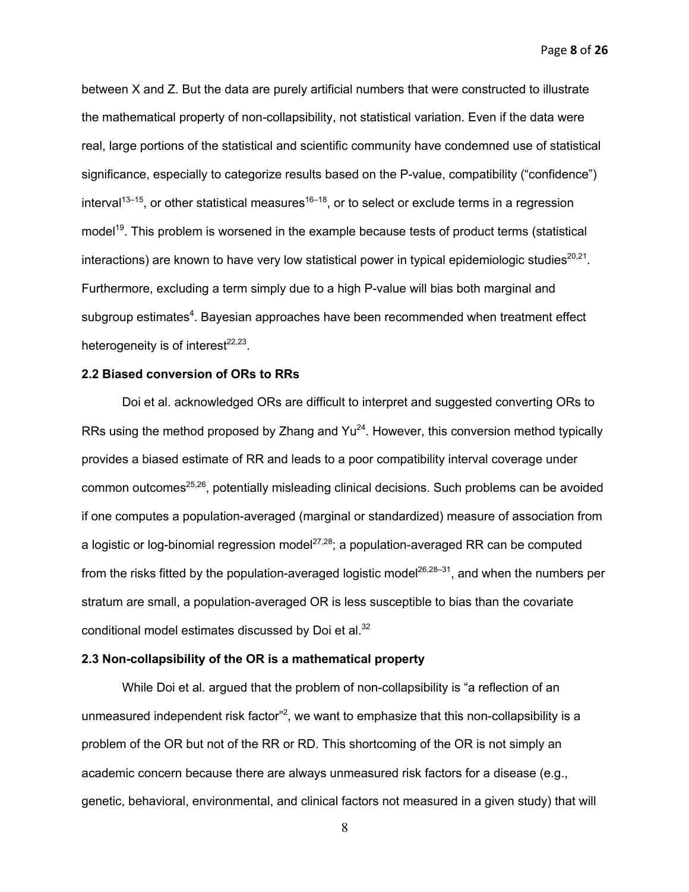between X and Z. But the data are purely artificial numbers that were constructed to illustrate the mathematical property of non-collapsibility, not statistical variation. Even if the data were real, large portions of the statistical and scientific community have condemned use of statistical significance, especially to categorize results based on the P-value, compatibility ("confidence") interval[13–15], or other statistical measures[16–18], or to select or exclude terms in a regression model[19]. This problem is worsened in the example because tests of product terms (statistical interactions) are known to have very low statistical power in typical epidemiologic studies[20,21]. Furthermore, excluding a term simply due to a high P-value will bias both marginal and subgroup estimates[4]. Bayesian approaches have been recommended when treatment effect heterogeneity is of interest[22,23].

### 2.2 Biased conversion of ORs to RRs

Doi et al. acknowledged ORs are difficult to interpret and suggested converting ORs to RRs using the method proposed by Zhang and Yu[24]. However, this conversion method typically provides a biased estimate of RR and leads to a poor compatibility interval coverage under common outcomes[25,26], potentially misleading clinical decisions. Such problems can be avoided if one computes a population-averaged (marginal or standardized) measure of association from a logistic or log-binomial regression model[27,28]; a population-averaged RR can be computed from the risks fitted by the population-averaged logistic model[26,28–31], and when the numbers per stratum are small, a population-averaged OR is less susceptible to bias than the covariate conditional model estimates discussed by Doi et al.[32]

### 2.3 Non-collapsibility of the OR is a mathematical property

While Doi et al. argued that the problem of non-collapsibility is "a reflection of an unmeasured independent risk factor"[2], we want to emphasize that this non-collapsibility is a problem of the OR but not of the RR or RD. This shortcoming of the OR is not simply an academic concern because there are always unmeasured risk factors for a disease (e.g., genetic, behavioral, environmental, and clinical factors not measured in a given study) that will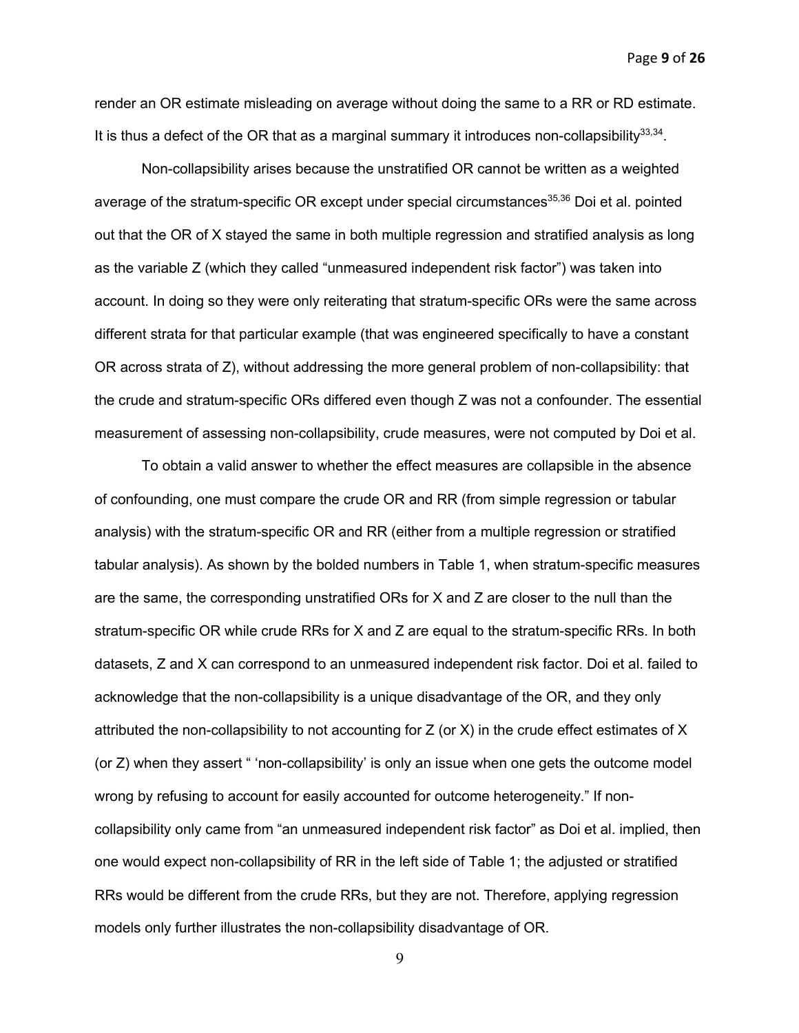render an OR estimate misleading on average without doing the same to a RR or RD estimate. It is thus a defect of the OR that as a marginal summary it introduces non-collapsibility[33,34].

Non-collapsibility arises because the unstratified OR cannot be written as a weighted average of the stratum-specific OR except under special circumstances[35,36] Doi et al. pointed out that the OR of X stayed the same in both multiple regression and stratified analysis as long as the variable Z (which they called "unmeasured independent risk factor") was taken into account. In doing so they were only reiterating that stratum-specific ORs were the same across different strata for that particular example (that was engineered specifically to have a constant OR across strata of Z), without addressing the more general problem of non-collapsibility: that the crude and stratum-specific ORs differed even though Z was not a confounder. The essential measurement of assessing non-collapsibility, crude measures, were not computed by Doi et al.

To obtain a valid answer to whether the effect measures are collapsible in the absence of confounding, one must compare the crude OR and RR (from simple regression or tabular analysis) with the stratum-specific OR and RR (either from a multiple regression or stratified tabular analysis). As shown by the bolded numbers in Table 1, when stratum-specific measures are the same, the corresponding unstratified ORs for X and Z are closer to the null than the stratum-specific OR while crude RRs for X and Z are equal to the stratum-specific RRs. In both datasets, Z and X can correspond to an unmeasured independent risk factor. Doi et al. failed to acknowledge that the non-collapsibility is a unique disadvantage of the OR, and they only attributed the non-collapsibility to not accounting for Z (or X) in the crude effect estimates of X (or Z) when they assert " 'non-collapsibility' is only an issue when one gets the outcome model wrong by refusing to account for easily accounted for outcome heterogeneity." If non-collapsibility only came from "an unmeasured independent risk factor" as Doi et al. implied, then one would expect non-collapsibility of RR in the left side of Table 1; the adjusted or stratified RRs would be different from the crude RRs, but they are not. Therefore, applying regression models only further illustrates the non-collapsibility disadvantage of OR.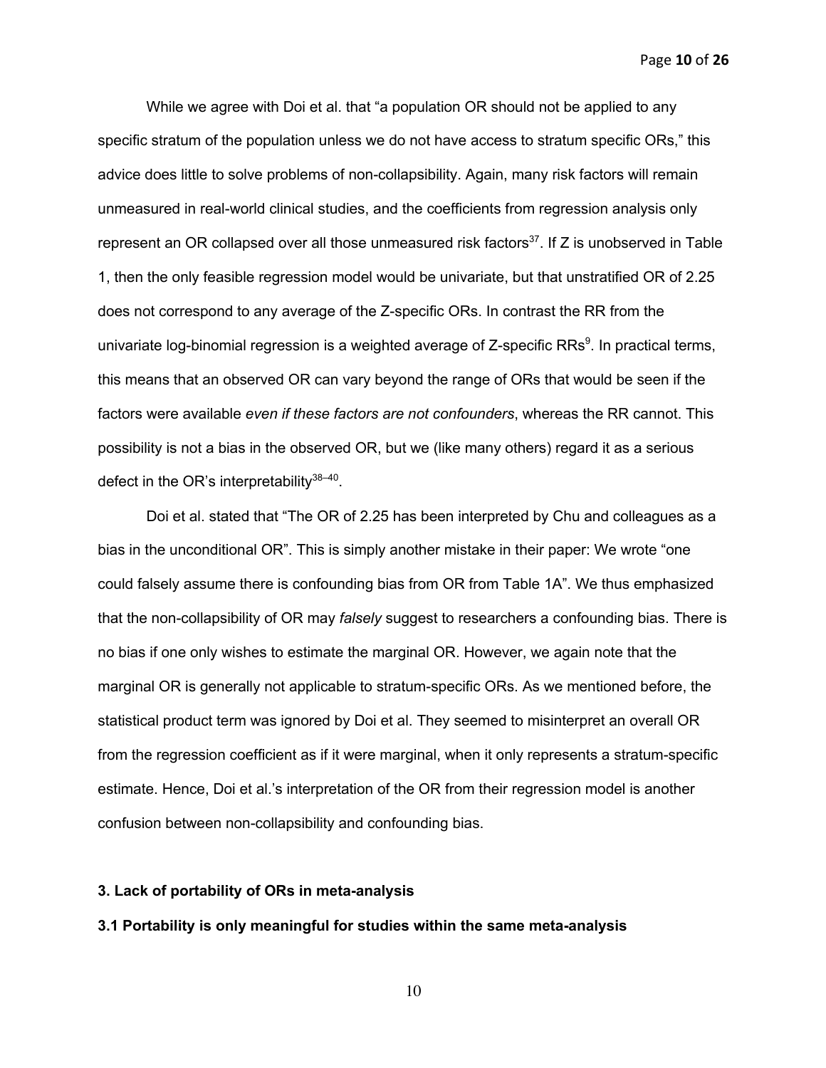While we agree with Doi et al. that "a population OR should not be applied to any specific stratum of the population unless we do not have access to stratum specific ORs," this advice does little to solve problems of non-collapsibility. Again, many risk factors will remain unmeasured in real-world clinical studies, and the coefficients from regression analysis only represent an OR collapsed over all those unmeasured risk factors[37]. If Z is unobserved in Table 1, then the only feasible regression model would be univariate, but that unstratified OR of 2.25 does not correspond to any average of the Z-specific ORs. In contrast the RR from the univariate log-binomial regression is a weighted average of Z-specific RRs[9]. In practical terms, this means that an observed OR can vary beyond the range of ORs that would be seen if the factors were available *even if these factors are not confounders*, whereas the RR cannot. This possibility is not a bias in the observed OR, but we (like many others) regard it as a serious defect in the OR's interpretability[38–40].

Doi et al. stated that "The OR of 2.25 has been interpreted by Chu and colleagues as a bias in the unconditional OR". This is simply another mistake in their paper: We wrote "one could falsely assume there is confounding bias from OR from Table 1A". We thus emphasized that the non-collapsibility of OR may *falsely* suggest to researchers a confounding bias. There is no bias if one only wishes to estimate the marginal OR. However, we again note that the marginal OR is generally not applicable to stratum-specific ORs. As we mentioned before, the statistical product term was ignored by Doi et al. They seemed to misinterpret an overall OR from the regression coefficient as if it were marginal, when it only represents a stratum-specific estimate. Hence, Doi et al.'s interpretation of the OR from their regression model is another confusion between non-collapsibility and confounding bias.

## 3. Lack of portability of ORs in meta-analysis

### 3.1 Portability is only meaningful for studies within the same meta-analysis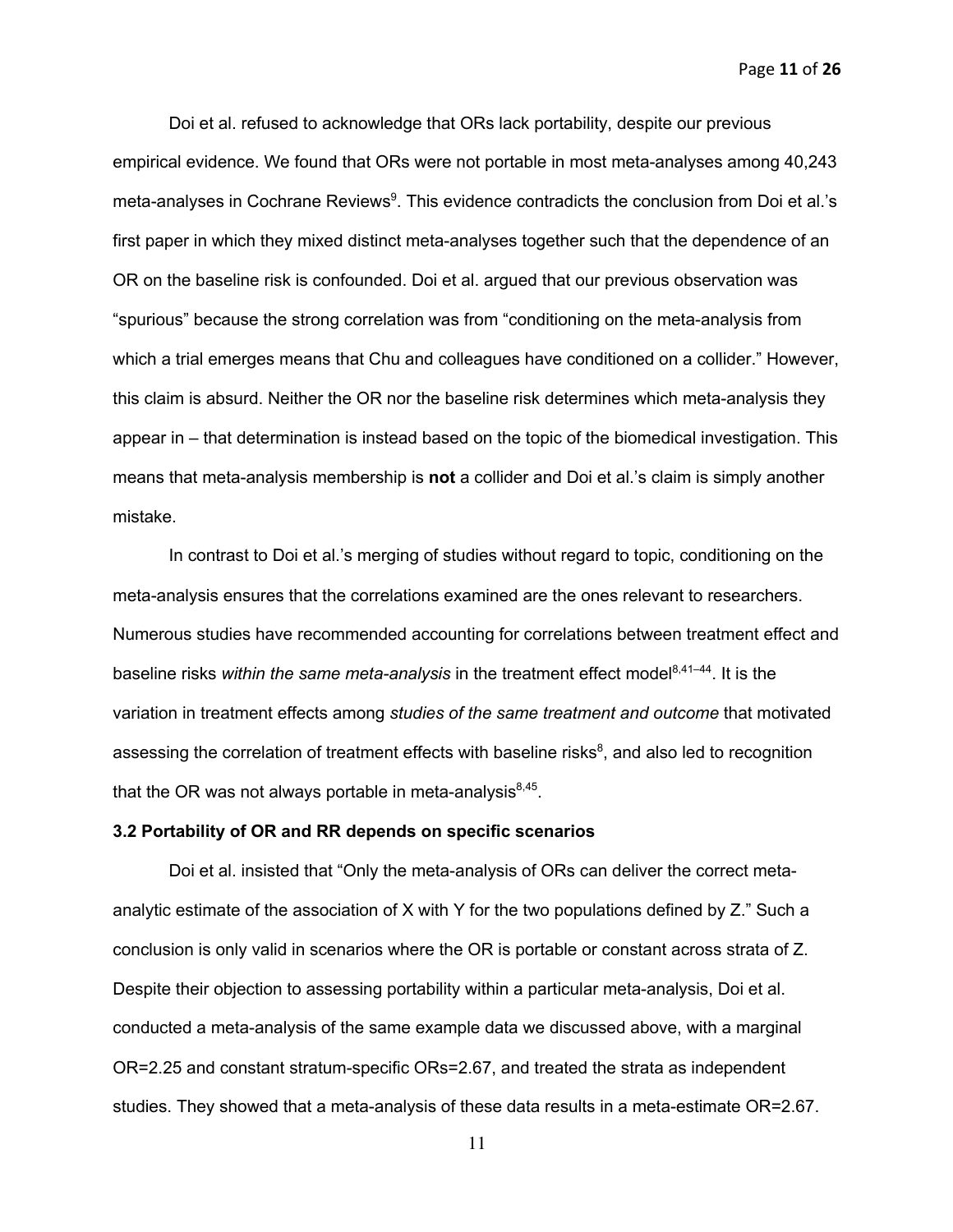Doi et al. refused to acknowledge that ORs lack portability, despite our previous empirical evidence. We found that ORs were not portable in most meta-analyses among 40,243 meta-analyses in Cochrane Reviews[9]. This evidence contradicts the conclusion from Doi et al.'s first paper in which they mixed distinct meta-analyses together such that the dependence of an OR on the baseline risk is confounded. Doi et al. argued that our previous observation was "spurious" because the strong correlation was from "conditioning on the meta-analysis from which a trial emerges means that Chu and colleagues have conditioned on a collider." However, this claim is absurd. Neither the OR nor the baseline risk determines which meta-analysis they appear in – that determination is instead based on the topic of the biomedical investigation. This means that meta-analysis membership is **not** a collider and Doi et al.'s claim is simply another mistake.

In contrast to Doi et al.'s merging of studies without regard to topic, conditioning on the meta-analysis ensures that the correlations examined are the ones relevant to researchers. Numerous studies have recommended accounting for correlations between treatment effect and baseline risks *within the same meta-analysis* in the treatment effect model[8,41–44]. It is the variation in treatment effects among *studies of the same treatment and outcome* that motivated assessing the correlation of treatment effects with baseline risks[8], and also led to recognition that the OR was not always portable in meta-analysis[8,45].

**3.2 Portability of OR and RR depends on specific scenarios**

Doi et al. insisted that "Only the meta-analysis of ORs can deliver the correct meta-analytic estimate of the association of X with Y for the two populations defined by Z." Such a conclusion is only valid in scenarios where the OR is portable or constant across strata of Z. Despite their objection to assessing portability within a particular meta-analysis, Doi et al. conducted a meta-analysis of the same example data we discussed above, with a marginal OR=2.25 and constant stratum-specific ORs=2.67, and treated the strata as independent studies. They showed that a meta-analysis of these data results in a meta-estimate OR=2.67.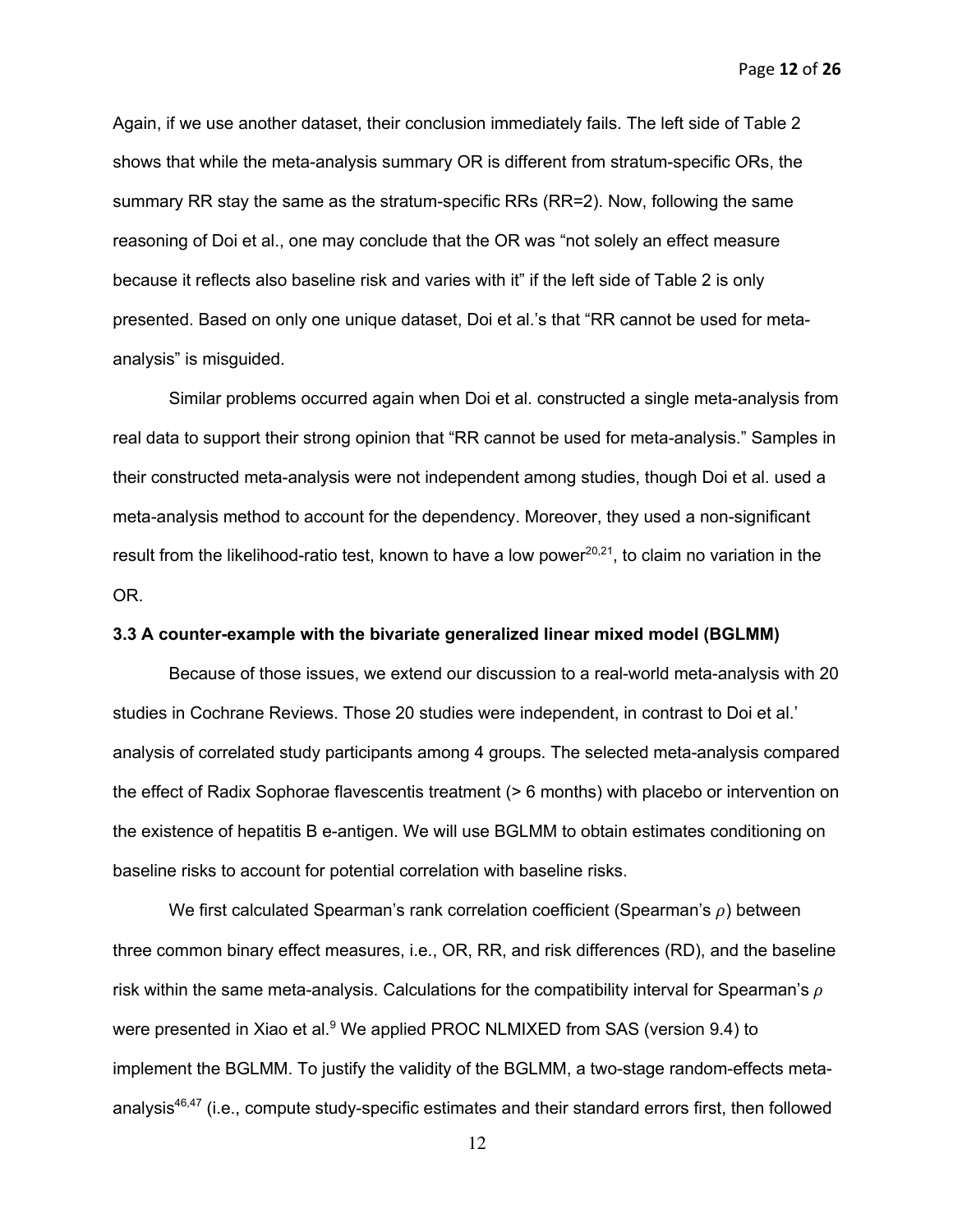Again, if we use another dataset, their conclusion immediately fails. The left side of Table 2 shows that while the meta-analysis summary OR is different from stratum-specific ORs, the summary RR stay the same as the stratum-specific RRs (RR=2). Now, following the same reasoning of Doi et al., one may conclude that the OR was "not solely an effect measure because it reflects also baseline risk and varies with it" if the left side of Table 2 is only presented. Based on only one unique dataset, Doi et al.'s that "RR cannot be used for meta-analysis" is misguided.

Similar problems occurred again when Doi et al. constructed a single meta-analysis from real data to support their strong opinion that "RR cannot be used for meta-analysis." Samples in their constructed meta-analysis were not independent among studies, though Doi et al. used a meta-analysis method to account for the dependency. Moreover, they used a non-significant result from the likelihood-ratio test, known to have a low power[20,21], to claim no variation in the OR.

### 3.3 A counter-example with the bivariate generalized linear mixed model (BGLMM)

Because of those issues, we extend our discussion to a real-world meta-analysis with 20 studies in Cochrane Reviews. Those 20 studies were independent, in contrast to Doi et al.' analysis of correlated study participants among 4 groups. The selected meta-analysis compared the effect of Radix Sophorae flavescentis treatment (> 6 months) with placebo or intervention on the existence of hepatitis B e-antigen. We will use BGLMM to obtain estimates conditioning on baseline risks to account for potential correlation with baseline risks.

We first calculated Spearman's rank correlation coefficient (Spearman's $\rho$) between three common binary effect measures, i.e., OR, RR, and risk differences (RD), and the baseline risk within the same meta-analysis. Calculations for the compatibility interval for Spearman's $\rho$ were presented in Xiao et al.[9] We applied PROC NLMIXED from SAS (version 9.4) to implement the BGLMM. To justify the validity of the BGLMM, a two-stage random-effects meta-analysis[46,47] (i.e., compute study-specific estimates and their standard errors first, then followed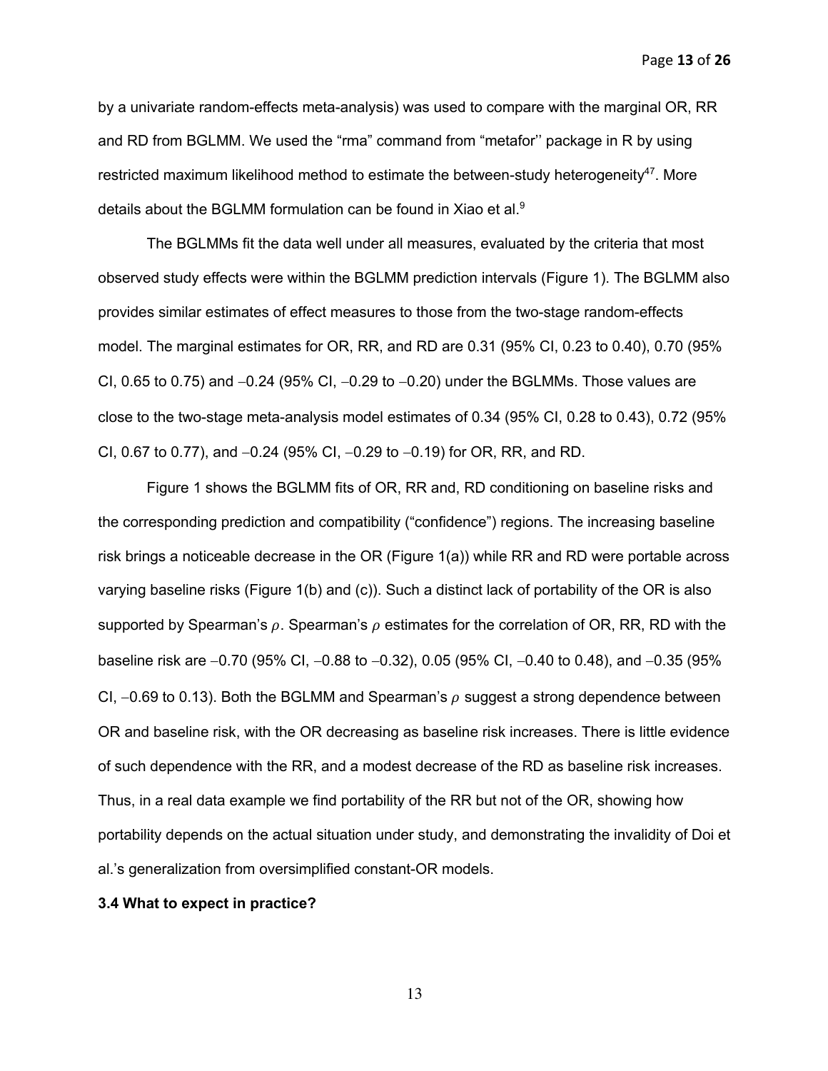by a univariate random-effects meta-analysis) was used to compare with the marginal OR, RR and RD from BGLMM. We used the "rma" command from "metafor'' package in R by using restricted maximum likelihood method to estimate the between-study heterogeneity[47]. More details about the BGLMM formulation can be found in Xiao et al.[9]

The BGLMMs fit the data well under all measures, evaluated by the criteria that most observed study effects were within the BGLMM prediction intervals (Figure 1). The BGLMM also provides similar estimates of effect measures to those from the two-stage random-effects model. The marginal estimates for OR, RR, and RD are 0.31 (95% CI, 0.23 to 0.40), 0.70 (95% CI, 0.65 to 0.75) and −0.24 (95% CI, −0.29 to −0.20) under the BGLMMs. Those values are close to the two-stage meta-analysis model estimates of 0.34 (95% CI, 0.28 to 0.43), 0.72 (95% CI, 0.67 to 0.77), and −0.24 (95% CI, −0.29 to −0.19) for OR, RR, and RD.

Figure 1 shows the BGLMM fits of OR, RR and, RD conditioning on baseline risks and the corresponding prediction and compatibility ("confidence") regions. The increasing baseline risk brings a noticeable decrease in the OR (Figure 1(a)) while RR and RD were portable across varying baseline risks (Figure 1(b) and (c)). Such a distinct lack of portability of the OR is also supported by Spearman's $\rho$. Spearman's $\rho$ estimates for the correlation of OR, RR, RD with the baseline risk are −0.70 (95% CI, −0.88 to −0.32), 0.05 (95% CI, −0.40 to 0.48), and −0.35 (95% CI, −0.69 to 0.13). Both the BGLMM and Spearman's $\rho$ suggest a strong dependence between OR and baseline risk, with the OR decreasing as baseline risk increases. There is little evidence of such dependence with the RR, and a modest decrease of the RD as baseline risk increases. Thus, in a real data example we find portability of the RR but not of the OR, showing how portability depends on the actual situation under study, and demonstrating the invalidity of Doi et al.'s generalization from oversimplified constant-OR models.

### 3.4 What to expect in practice?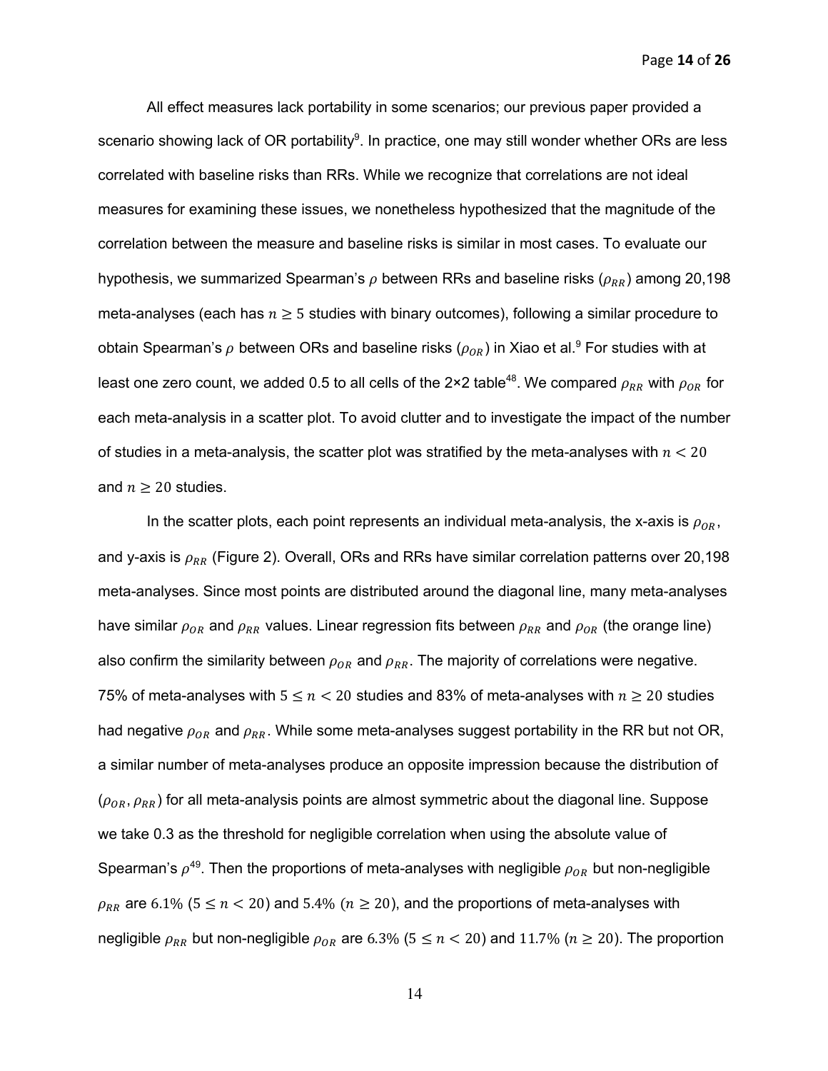All effect measures lack portability in some scenarios; our previous paper provided a scenario showing lack of OR portability[9]. In practice, one may still wonder whether ORs are less correlated with baseline risks than RRs. While we recognize that correlations are not ideal measures for examining these issues, we nonetheless hypothesized that the magnitude of the correlation between the measure and baseline risks is similar in most cases. To evaluate our hypothesis, we summarized Spearman's $\rho$ between RRs and baseline risks ($\rho_{RR}$) among 20,198 meta-analyses (each has $n \geq 5$ studies with binary outcomes), following a similar procedure to obtain Spearman's $\rho$ between ORs and baseline risks ($\rho_{OR}$) in Xiao et al.[9] For studies with at least one zero count, we added 0.5 to all cells of the 2×2 table[48]. We compared $\rho_{RR}$ with $\rho_{OR}$ for each meta-analysis in a scatter plot. To avoid clutter and to investigate the impact of the number of studies in a meta-analysis, the scatter plot was stratified by the meta-analyses with $n < 20$ and $n \geq 20$ studies.

In the scatter plots, each point represents an individual meta-analysis, the x-axis is $\rho_{OR}$, and y-axis is $\rho_{RR}$ (Figure 2). Overall, ORs and RRs have similar correlation patterns over 20,198 meta-analyses. Since most points are distributed around the diagonal line, many meta-analyses have similar $\rho_{OR}$ and $\rho_{RR}$ values. Linear regression fits between $\rho_{RR}$ and $\rho_{OR}$ (the orange line) also confirm the similarity between $\rho_{OR}$ and $\rho_{RR}$. The majority of correlations were negative. 75% of meta-analyses with $5 \leq n < 20$ studies and 83% of meta-analyses with $n \geq 20$ studies had negative $\rho_{OR}$ and $\rho_{RR}$. While some meta-analyses suggest portability in the RR but not OR, a similar number of meta-analyses produce an opposite impression because the distribution of ($\rho_{OR}, \rho_{RR}$) for all meta-analysis points are almost symmetric about the diagonal line. Suppose we take 0.3 as the threshold for negligible correlation when using the absolute value of Spearman's $\rho$[49]. Then the proportions of meta-analyses with negligible $\rho_{OR}$ but non-negligible $\rho_{RR}$ are $6.1\%$ ($5 \leq n < 20$) and $5.4\%$ ($n \geq 20$), and the proportions of meta-analyses with negligible $\rho_{RR}$ but non-negligible $\rho_{OR}$ are $6.3\%$ ($5 \leq n < 20$) and $11.7\%$ ($n \geq 20$). The proportion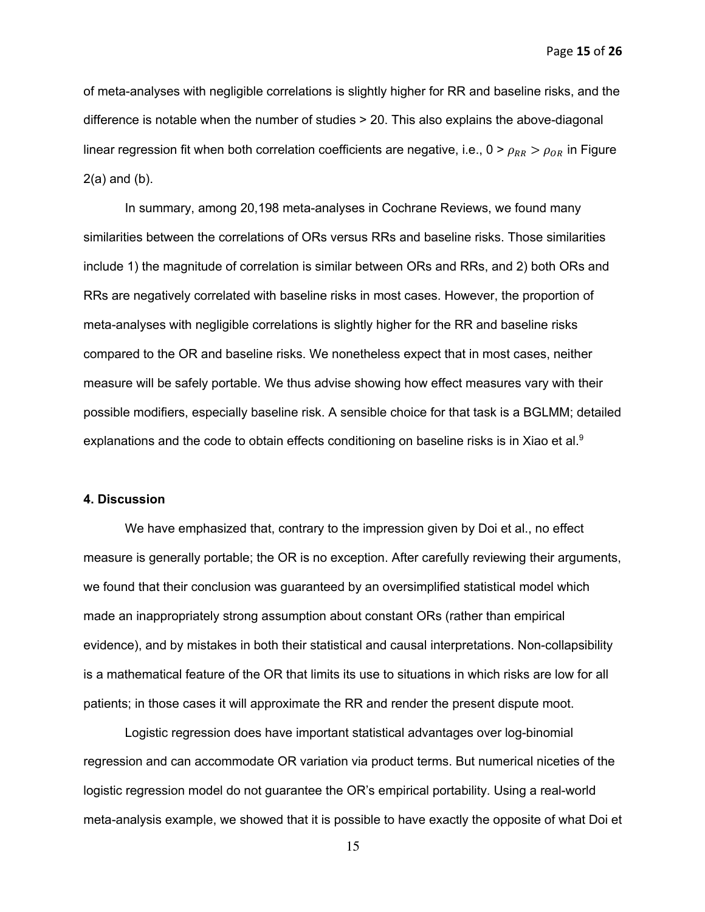of meta-analyses with negligible correlations is slightly higher for RR and baseline risks, and the difference is notable when the number of studies > 20. This also explains the above-diagonal linear regression fit when both correlation coefficients are negative, i.e., $0 > \rho_{RR} > \rho_{OR}$ in Figure 2(a) and (b).

In summary, among 20,198 meta-analyses in Cochrane Reviews, we found many similarities between the correlations of ORs versus RRs and baseline risks. Those similarities include 1) the magnitude of correlation is similar between ORs and RRs, and 2) both ORs and RRs are negatively correlated with baseline risks in most cases. However, the proportion of meta-analyses with negligible correlations is slightly higher for the RR and baseline risks compared to the OR and baseline risks. We nonetheless expect that in most cases, neither measure will be safely portable. We thus advise showing how effect measures vary with their possible modifiers, especially baseline risk. A sensible choice for that task is a BGLMM; detailed explanations and the code to obtain effects conditioning on baseline risks is in Xiao et al.[9]

### 4. Discussion

We have emphasized that, contrary to the impression given by Doi et al., no effect measure is generally portable; the OR is no exception. After carefully reviewing their arguments, we found that their conclusion was guaranteed by an oversimplified statistical model which made an inappropriately strong assumption about constant ORs (rather than empirical evidence), and by mistakes in both their statistical and causal interpretations. Non-collapsibility is a mathematical feature of the OR that limits its use to situations in which risks are low for all patients; in those cases it will approximate the RR and render the present dispute moot.

Logistic regression does have important statistical advantages over log-binomial regression and can accommodate OR variation via product terms. But numerical niceties of the logistic regression model do not guarantee the OR's empirical portability. Using a real-world meta-analysis example, we showed that it is possible to have exactly the opposite of what Doi et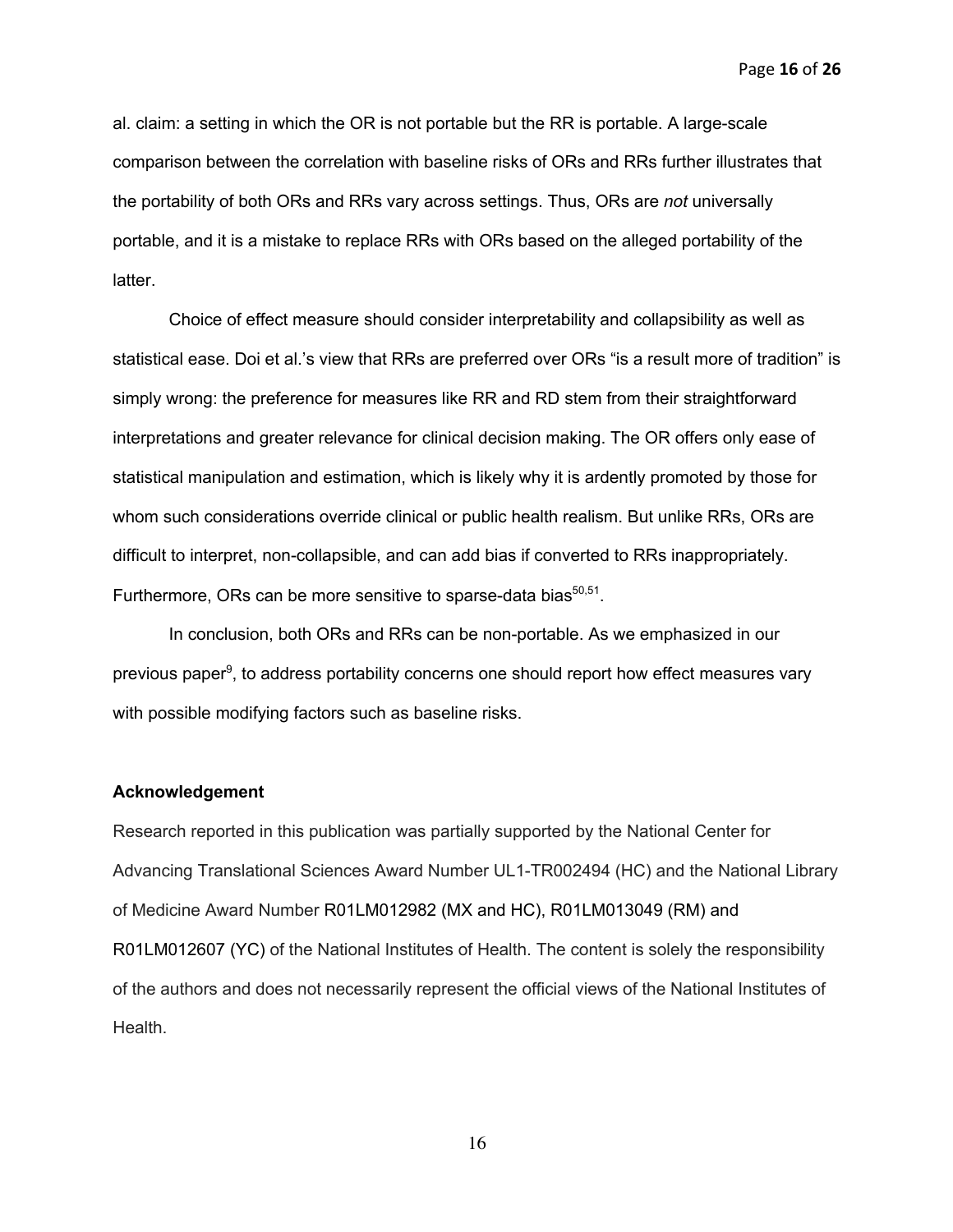al. claim: a setting in which the OR is not portable but the RR is portable. A large-scale comparison between the correlation with baseline risks of ORs and RRs further illustrates that the portability of both ORs and RRs vary across settings. Thus, ORs are *not* universally portable, and it is a mistake to replace RRs with ORs based on the alleged portability of the latter.

Choice of effect measure should consider interpretability and collapsibility as well as statistical ease. Doi et al.'s view that RRs are preferred over ORs "is a result more of tradition" is simply wrong: the preference for measures like RR and RD stem from their straightforward interpretations and greater relevance for clinical decision making. The OR offers only ease of statistical manipulation and estimation, which is likely why it is ardently promoted by those for whom such considerations override clinical or public health realism. But unlike RRs, ORs are difficult to interpret, non-collapsible, and can add bias if converted to RRs inappropriately. Furthermore, ORs can be more sensitive to sparse-data bias[50,51].

In conclusion, both ORs and RRs can be non-portable. As we emphasized in our previous paper[9], to address portability concerns one should report how effect measures vary with possible modifying factors such as baseline risks.

**Acknowledgement**

Research reported in this publication was partially supported by the National Center for Advancing Translational Sciences Award Number UL1-TR002494 (HC) and the National Library of Medicine Award Number R01LM012982 (MX and HC), R01LM013049 (RM) and R01LM012607 (YC) of the National Institutes of Health. The content is solely the responsibility of the authors and does not necessarily represent the official views of the National Institutes of Health.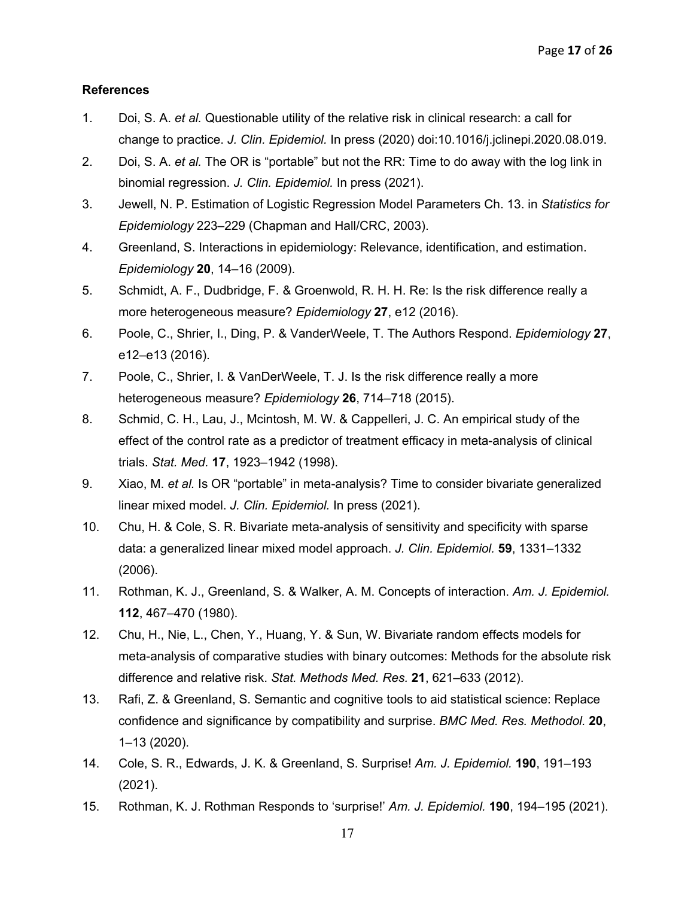**References**

1. Doi, S. A. *et al.* Questionable utility of the relative risk in clinical research: a call for change to practice. *J. Clin. Epidemiol.* In press (2020) doi:10.1016/j.jclinepi.2020.08.019.
2. Doi, S. A. *et al.* The OR is "portable" but not the RR: Time to do away with the log link in binomial regression. *J. Clin. Epidemiol.* In press (2021).
3. Jewell, N. P. Estimation of Logistic Regression Model Parameters Ch. 13. in *Statistics for Epidemiology* 223–229 (Chapman and Hall/CRC, 2003).
4. Greenland, S. Interactions in epidemiology: Relevance, identification, and estimation. *Epidemiology* **20**, 14–16 (2009).
5. Schmidt, A. F., Dudbridge, F. & Groenwold, R. H. H. Re: Is the risk difference really a more heterogeneous measure? *Epidemiology* **27**, e12 (2016).
6. Poole, C., Shrier, I., Ding, P. & VanderWeele, T. The Authors Respond. *Epidemiology* **27**, e12–e13 (2016).
7. Poole, C., Shrier, I. & VanDerWeele, T. J. Is the risk difference really a more heterogeneous measure? *Epidemiology* **26**, 714–718 (2015).
8. Schmid, C. H., Lau, J., Mcintosh, M. W. & Cappelleri, J. C. An empirical study of the effect of the control rate as a predictor of treatment efficacy in meta-analysis of clinical trials. *Stat. Med.* **17**, 1923–1942 (1998).
9. Xiao, M. *et al.* Is OR "portable" in meta-analysis? Time to consider bivariate generalized linear mixed model. *J. Clin. Epidemiol.* In press (2021).
10. Chu, H. & Cole, S. R. Bivariate meta-analysis of sensitivity and specificity with sparse data: a generalized linear mixed model approach. *J. Clin. Epidemiol.* **59**, 1331–1332 (2006).
11. Rothman, K. J., Greenland, S. & Walker, A. M. Concepts of interaction. *Am. J. Epidemiol.* **112**, 467–470 (1980).
12. Chu, H., Nie, L., Chen, Y., Huang, Y. & Sun, W. Bivariate random effects models for meta-analysis of comparative studies with binary outcomes: Methods for the absolute risk difference and relative risk. *Stat. Methods Med. Res.* **21**, 621–633 (2012).
13. Rafi, Z. & Greenland, S. Semantic and cognitive tools to aid statistical science: Replace confidence and significance by compatibility and surprise. *BMC Med. Res. Methodol.* **20**, 1–13 (2020).
14. Cole, S. R., Edwards, J. K. & Greenland, S. Surprise! *Am. J. Epidemiol.* **190**, 191–193 (2021).
15. Rothman, K. J. Rothman Responds to 'surprise!' *Am. J. Epidemiol.* **190**, 194–195 (2021).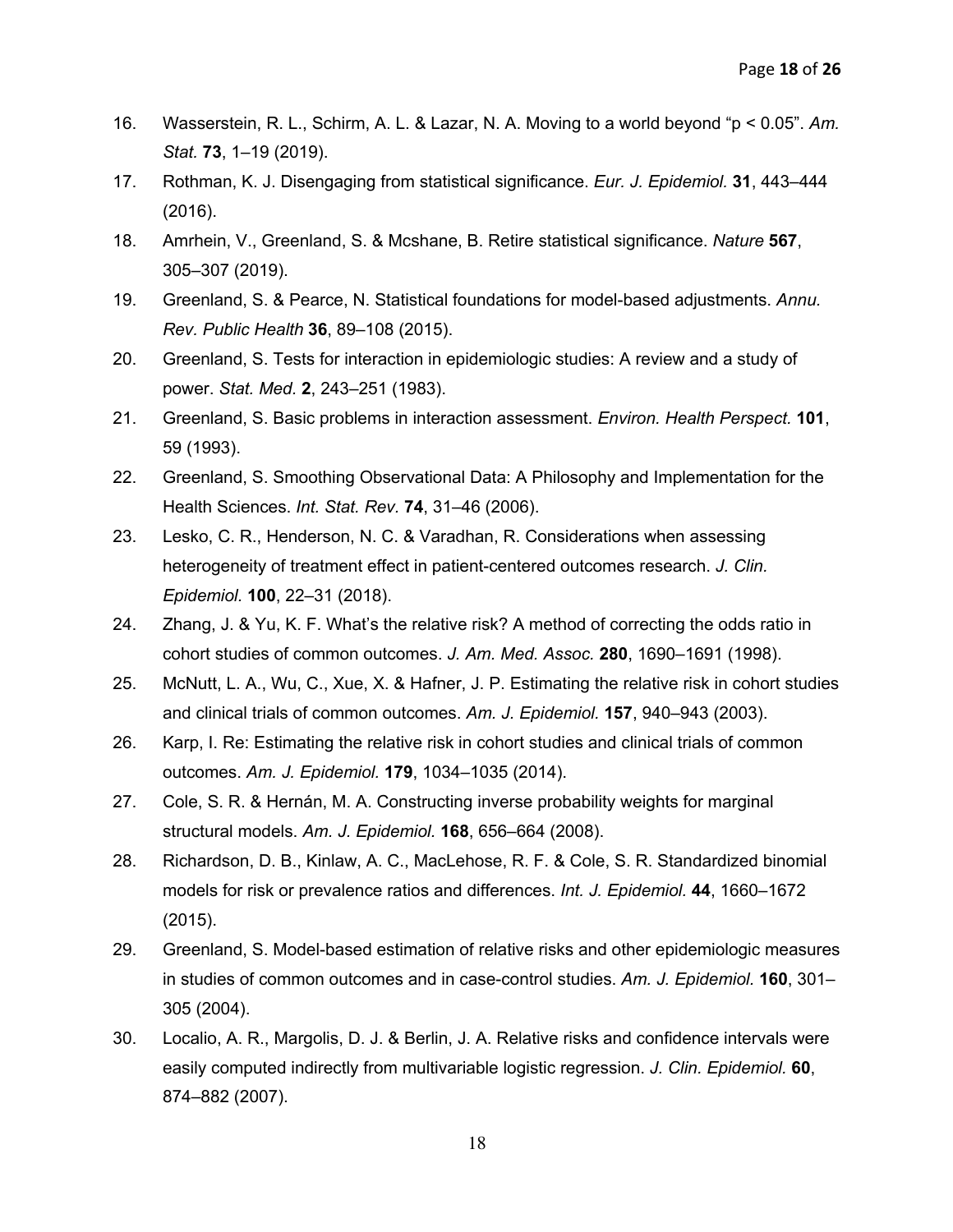16. Wasserstein, R. L., Schirm, A. L. & Lazar, N. A. Moving to a world beyond "p < 0.05". *Am. Stat.* **73**, 1–19 (2019).
17. Rothman, K. J. Disengaging from statistical significance. *Eur. J. Epidemiol.* **31**, 443–444 (2016).
18. Amrhein, V., Greenland, S. & Mcshane, B. Retire statistical significance. *Nature* **567**, 305–307 (2019).
19. Greenland, S. & Pearce, N. Statistical foundations for model-based adjustments. *Annu. Rev. Public Health* **36**, 89–108 (2015).
20. Greenland, S. Tests for interaction in epidemiologic studies: A review and a study of power. *Stat. Med.* **2**, 243–251 (1983).
21. Greenland, S. Basic problems in interaction assessment. *Environ. Health Perspect.* **101**, 59 (1993).
22. Greenland, S. Smoothing Observational Data: A Philosophy and Implementation for the Health Sciences. *Int. Stat. Rev.* **74**, 31–46 (2006).
23. Lesko, C. R., Henderson, N. C. & Varadhan, R. Considerations when assessing heterogeneity of treatment effect in patient-centered outcomes research. *J. Clin. Epidemiol.* **100**, 22–31 (2018).
24. Zhang, J. & Yu, K. F. What's the relative risk? A method of correcting the odds ratio in cohort studies of common outcomes. *J. Am. Med. Assoc.* **280**, 1690–1691 (1998).
25. McNutt, L. A., Wu, C., Xue, X. & Hafner, J. P. Estimating the relative risk in cohort studies and clinical trials of common outcomes. *Am. J. Epidemiol.* **157**, 940–943 (2003).
26. Karp, I. Re: Estimating the relative risk in cohort studies and clinical trials of common outcomes. *Am. J. Epidemiol.* **179**, 1034–1035 (2014).
27. Cole, S. R. & Hernán, M. A. Constructing inverse probability weights for marginal structural models. *Am. J. Epidemiol.* **168**, 656–664 (2008).
28. Richardson, D. B., Kinlaw, A. C., MacLehose, R. F. & Cole, S. R. Standardized binomial models for risk or prevalence ratios and differences. *Int. J. Epidemiol.* **44**, 1660–1672 (2015).
29. Greenland, S. Model-based estimation of relative risks and other epidemiologic measures in studies of common outcomes and in case-control studies. *Am. J. Epidemiol.* **160**, 301–305 (2004).
30. Localio, A. R., Margolis, D. J. & Berlin, J. A. Relative risks and confidence intervals were easily computed indirectly from multivariable logistic regression. *J. Clin. Epidemiol.* **60**, 874–882 (2007).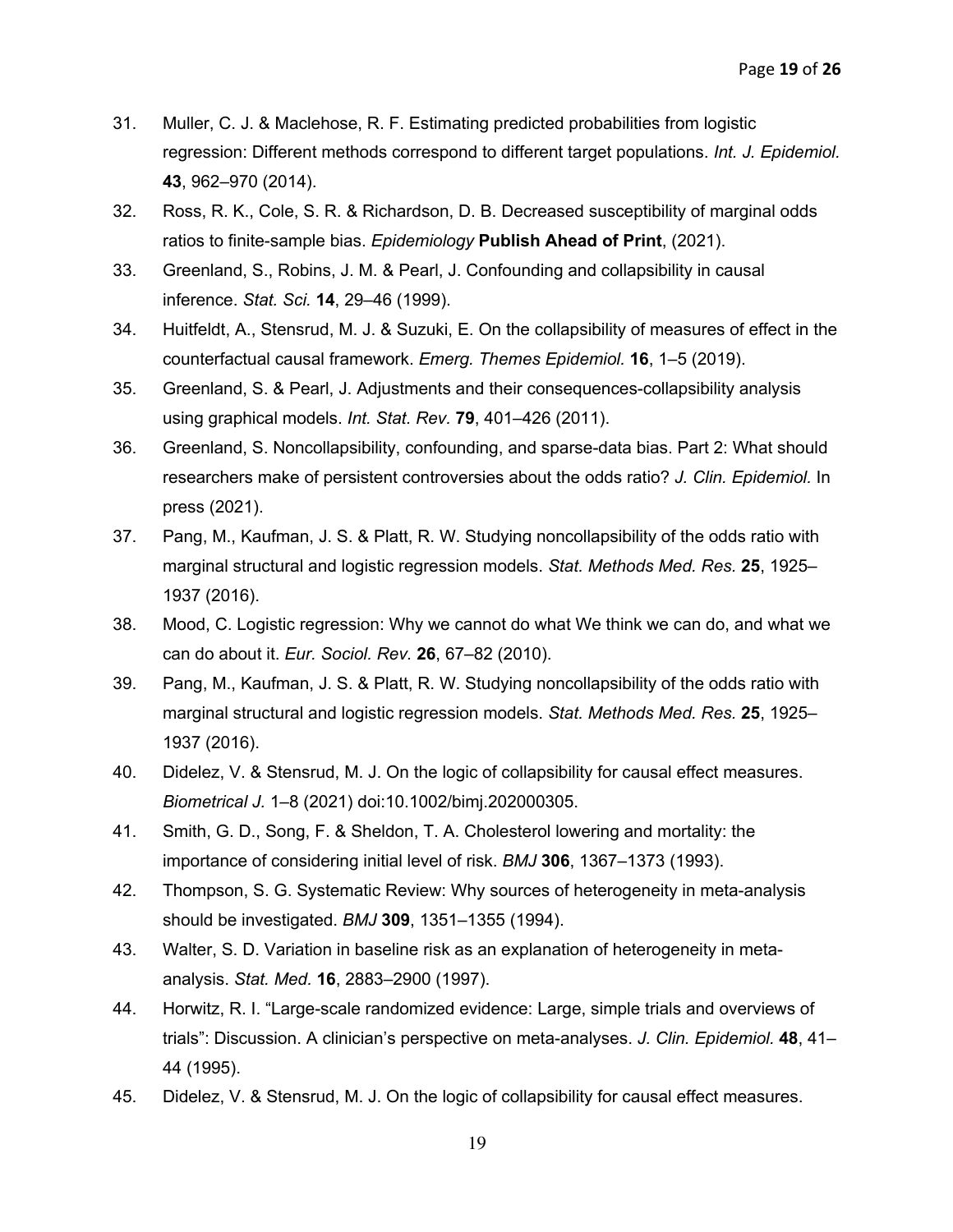31. Muller, C. J. & Maclehose, R. F. Estimating predicted probabilities from logistic regression: Different methods correspond to different target populations. *Int. J. Epidemiol.* **43**, 962–970 (2014).
32. Ross, R. K., Cole, S. R. & Richardson, D. B. Decreased susceptibility of marginal odds ratios to finite-sample bias. *Epidemiology* **Publish Ahead of Print**, (2021).
33. Greenland, S., Robins, J. M. & Pearl, J. Confounding and collapsibility in causal inference. *Stat. Sci.* **14**, 29–46 (1999).
34. Huitfeldt, A., Stensrud, M. J. & Suzuki, E. On the collapsibility of measures of effect in the counterfactual causal framework. *Emerg. Themes Epidemiol.* **16**, 1–5 (2019).
35. Greenland, S. & Pearl, J. Adjustments and their consequences-collapsibility analysis using graphical models. *Int. Stat. Rev.* **79**, 401–426 (2011).
36. Greenland, S. Noncollapsibility, confounding, and sparse-data bias. Part 2: What should researchers make of persistent controversies about the odds ratio? *J. Clin. Epidemiol.* In press (2021).
37. Pang, M., Kaufman, J. S. & Platt, R. W. Studying noncollapsibility of the odds ratio with marginal structural and logistic regression models. *Stat. Methods Med. Res.* **25**, 1925–1937 (2016).
38. Mood, C. Logistic regression: Why we cannot do what We think we can do, and what we can do about it. *Eur. Sociol. Rev.* **26**, 67–82 (2010).
39. Pang, M., Kaufman, J. S. & Platt, R. W. Studying noncollapsibility of the odds ratio with marginal structural and logistic regression models. *Stat. Methods Med. Res.* **25**, 1925–1937 (2016).
40. Didelez, V. & Stensrud, M. J. On the logic of collapsibility for causal effect measures. *Biometrical J.* 1–8 (2021) doi:10.1002/bimj.202000305.
41. Smith, G. D., Song, F. & Sheldon, T. A. Cholesterol lowering and mortality: the importance of considering initial level of risk. *BMJ* **306**, 1367–1373 (1993).
42. Thompson, S. G. Systematic Review: Why sources of heterogeneity in meta-analysis should be investigated. *BMJ* **309**, 1351–1355 (1994).
43. Walter, S. D. Variation in baseline risk as an explanation of heterogeneity in meta-analysis. *Stat. Med.* **16**, 2883–2900 (1997).
44. Horwitz, R. I. "Large-scale randomized evidence: Large, simple trials and overviews of trials": Discussion. A clinician's perspective on meta-analyses. *J. Clin. Epidemiol.* **48**, 41–44 (1995).
45. Didelez, V. & Stensrud, M. J. On the logic of collapsibility for causal effect measures.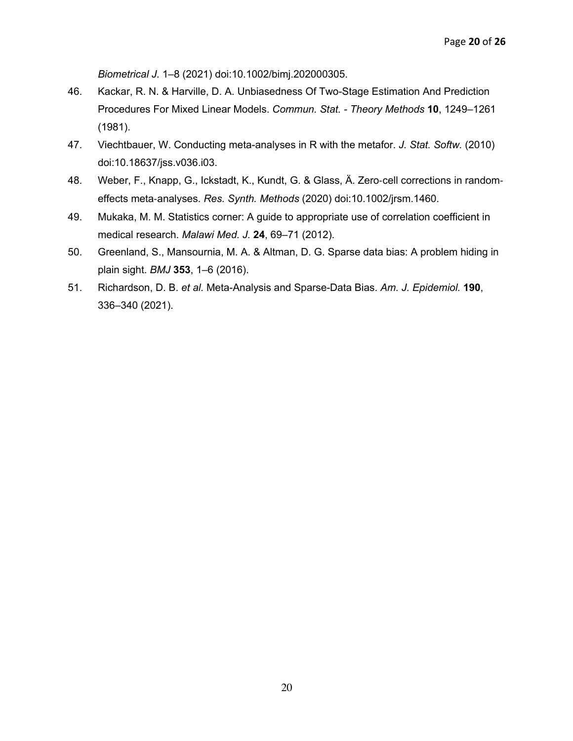*Biometrical J.* 1–8 (2021) doi:10.1002/bimj.202000305.

46. Kackar, R. N. & Harville, D. A. Unbiasedness Of Two-Stage Estimation And Prediction Procedures For Mixed Linear Models. *Commun. Stat. - Theory Methods* **10**, 1249–1261 (1981).
47. Viechtbauer, W. Conducting meta-analyses in R with the metafor. *J. Stat. Softw.* (2010) doi:10.18637/jss.v036.i03.
48. Weber, F., Knapp, G., Ickstadt, K., Kundt, G. & Glass, Ä. Zero-cell corrections in random-effects meta-analyses. *Res. Synth. Methods* (2020) doi:10.1002/jrsm.1460.
49. Mukaka, M. M. Statistics corner: A guide to appropriate use of correlation coefficient in medical research. *Malawi Med. J.* **24**, 69–71 (2012).
50. Greenland, S., Mansournia, M. A. & Altman, D. G. Sparse data bias: A problem hiding in plain sight. *BMJ* **353**, 1–6 (2016).
51. Richardson, D. B. *et al.* Meta-Analysis and Sparse-Data Bias. *Am. J. Epidemiol.* **190**, 336–340 (2021).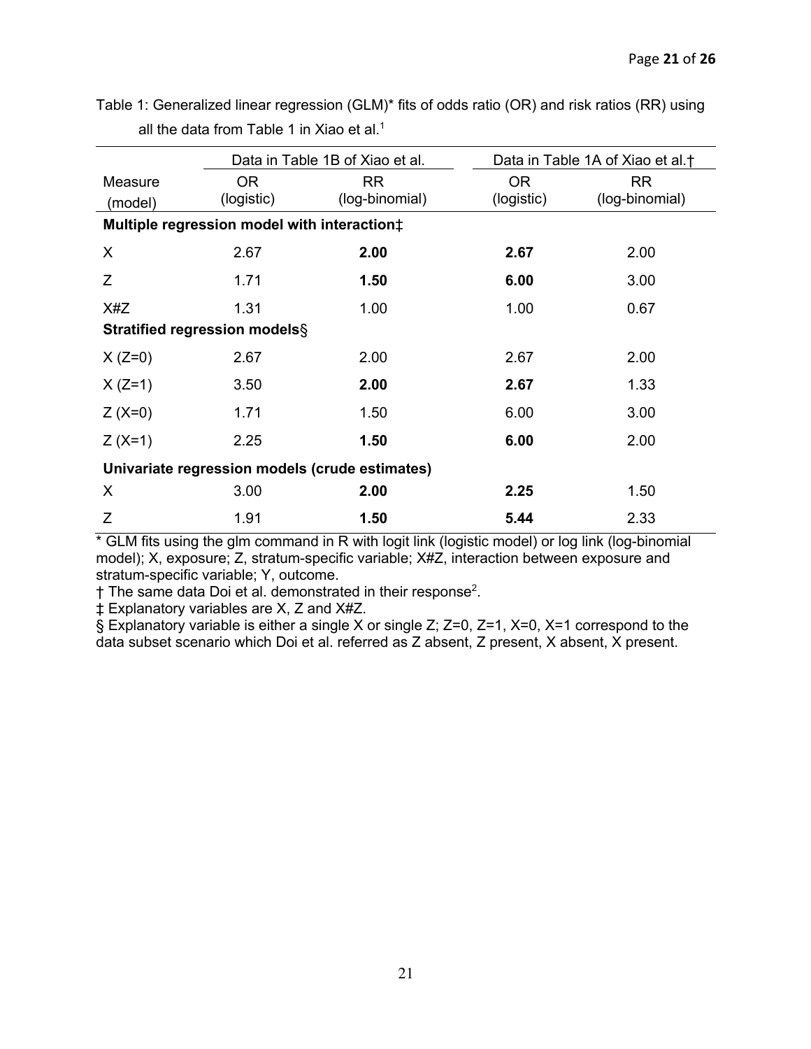Table 1: Generalized linear regression (GLM)* fits of odds ratio (OR) and risk ratios (RR) using all the data from Table 1 in Xiao et al.[1]

| | Data in Table 1B of Xiao et al. | | Data in Table 1A of Xiao et al.† | |
|---|---|---|---|---|
| Measure (model) | OR (logistic) | RR (log-binomial) | OR (logistic) | RR (log-binomial) |
| **Multiple regression model with interaction‡** | | | | |
| X | 2.67 | **2.00** | **2.67** | 2.00 |
| Z | 1.71 | **1.50** | **6.00** | 3.00 |
| X#Z | 1.31 | 1.00 | 1.00 | 0.67 |
| **Stratified regression models§** | | | | |
| X (Z=0) | 2.67 | 2.00 | 2.67 | 2.00 |
| X (Z=1) | 3.50 | **2.00** | **2.67** | 1.33 |
| Z (X=0) | 1.71 | 1.50 | 6.00 | 3.00 |
| Z (X=1) | 2.25 | **1.50** | **6.00** | 2.00 |
| **Univariate regression models (crude estimates)** | | | | |
| X | 3.00 | **2.00** | **2.25** | 1.50 |
| Z | 1.91 | **1.50** | **5.44** | 2.33 |

* GLM fits using the glm command in R with logit link (logistic model) or log link (log-binomial model); X, exposure; Z, stratum-specific variable; X#Z, interaction between exposure and stratum-specific variable; Y, outcome.

† The same data Doi et al. demonstrated in their response[2].

‡ Explanatory variables are X, Z and X#Z.

§ Explanatory variable is either a single X or single Z; Z=0, Z=1, X=0, X=1 correspond to the data subset scenario which Doi et al. referred as Z absent, Z present, X absent, X present.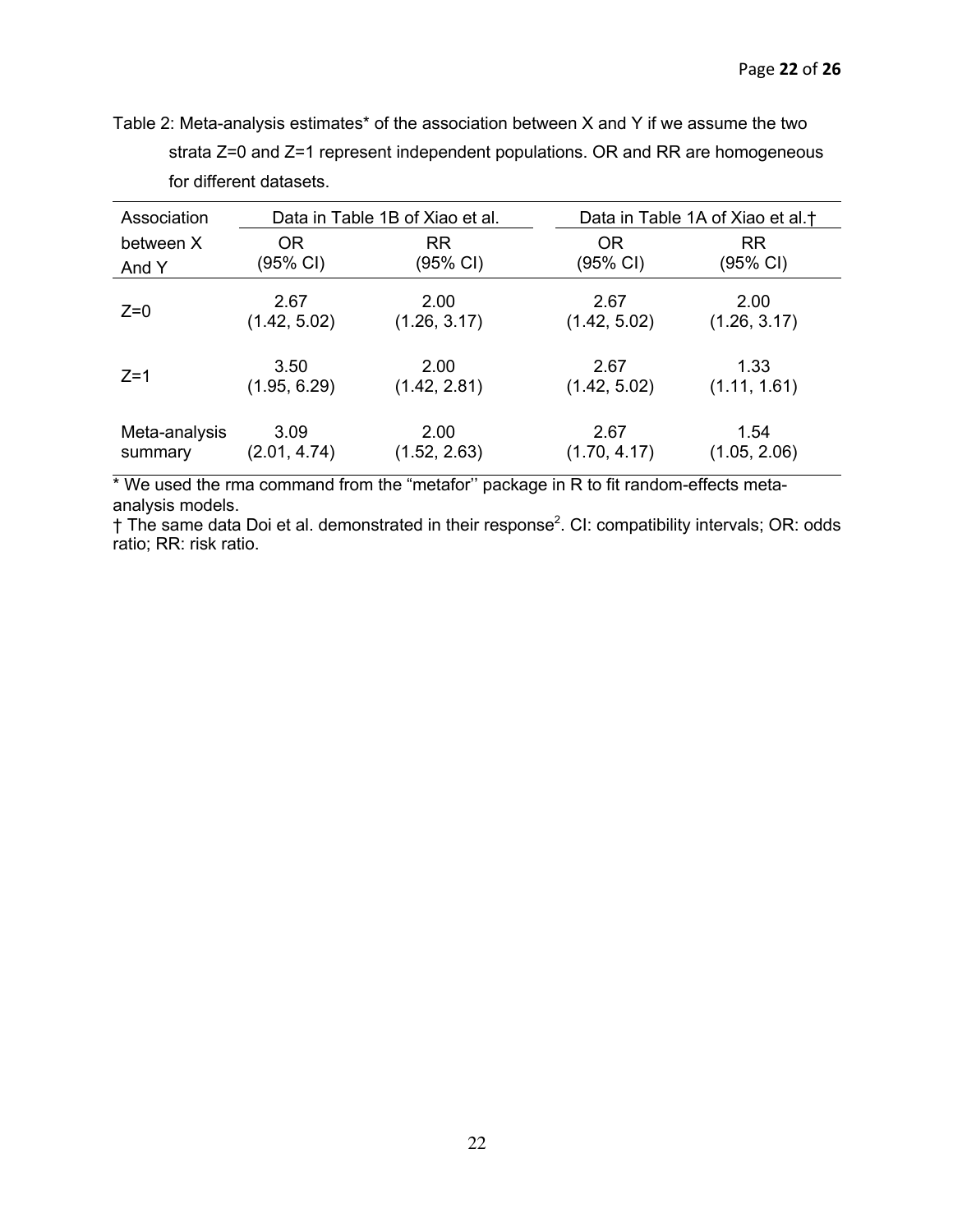Table 2: Meta-analysis estimates* of the association between X and Y if we assume the two strata Z=0 and Z=1 represent independent populations. OR and RR are homogeneous for different datasets.

| Association between X And Y | Data in Table 1B of Xiao et al. | | Data in Table 1A of Xiao et al.† | |
|---|---|---|---|---|
| | OR (95% CI) | RR (95% CI) | OR (95% CI) | RR (95% CI) |
| Z=0 | 2.67 (1.42, 5.02) | 2.00 (1.26, 3.17) | 2.67 (1.42, 5.02) | 2.00 (1.26, 3.17) |
| Z=1 | 3.50 (1.95, 6.29) | 2.00 (1.42, 2.81) | 2.67 (1.42, 5.02) | 1.33 (1.11, 1.61) |
| Meta-analysis summary | 3.09 (2.01, 4.74) | 2.00 (1.52, 2.63) | 2.67 (1.70, 4.17) | 1.54 (1.05, 2.06) |

* We used the rma command from the "metafor'' package in R to fit random-effects meta-analysis models.

† The same data Doi et al. demonstrated in their response[2]. CI: compatibility intervals; OR: odds ratio; RR: risk ratio.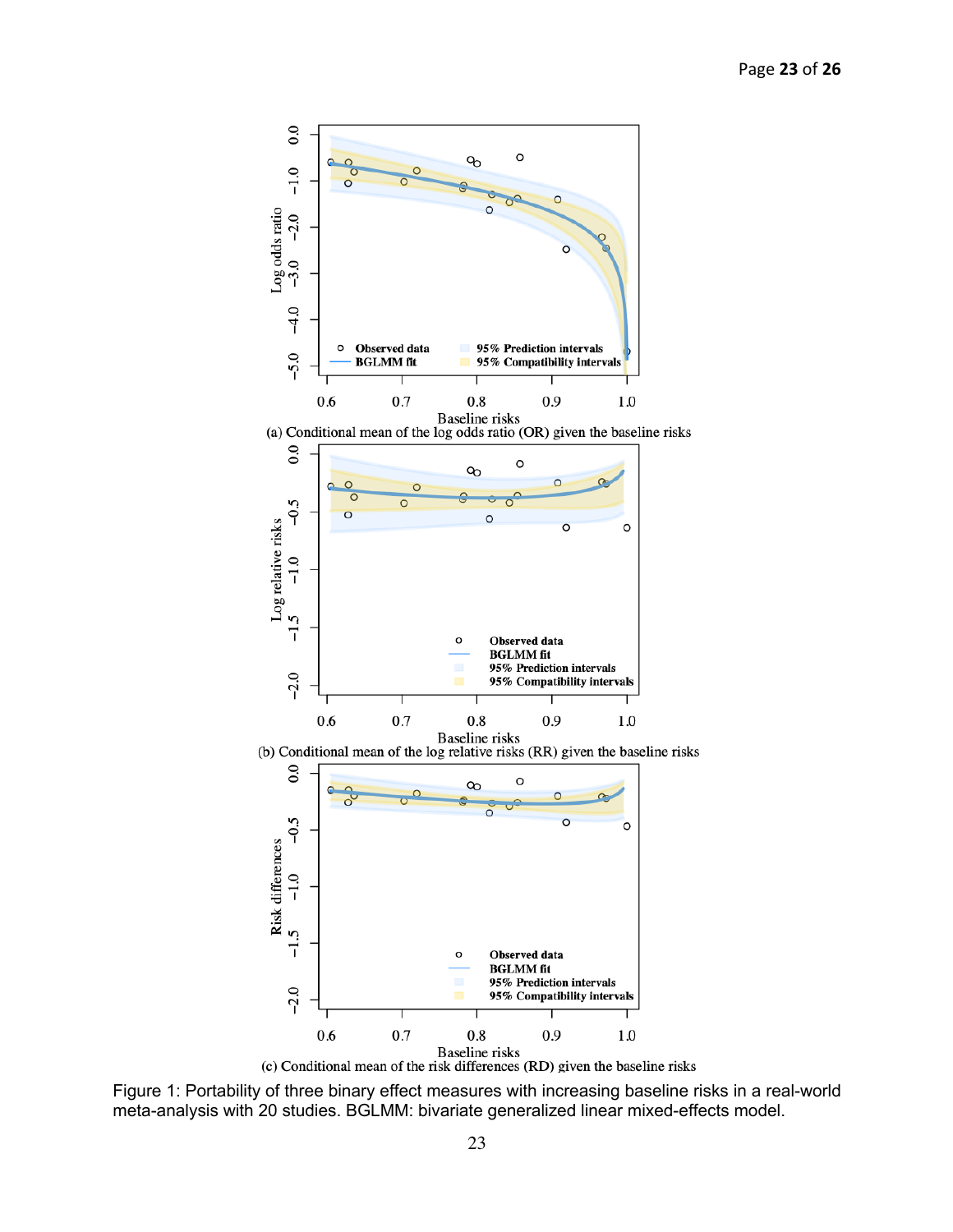(a) Conditional mean of the log odds ratio (OR) given the baseline risks

(b) Conditional mean of the log relative risks (RR) given the baseline risks

(c) Conditional mean of the risk differences (RD) given the baseline risks

Figure 1: Portability of three binary effect measures with increasing baseline risks in a real-world meta-analysis with 20 studies. BGLMM: bivariate generalized linear mixed-effects model.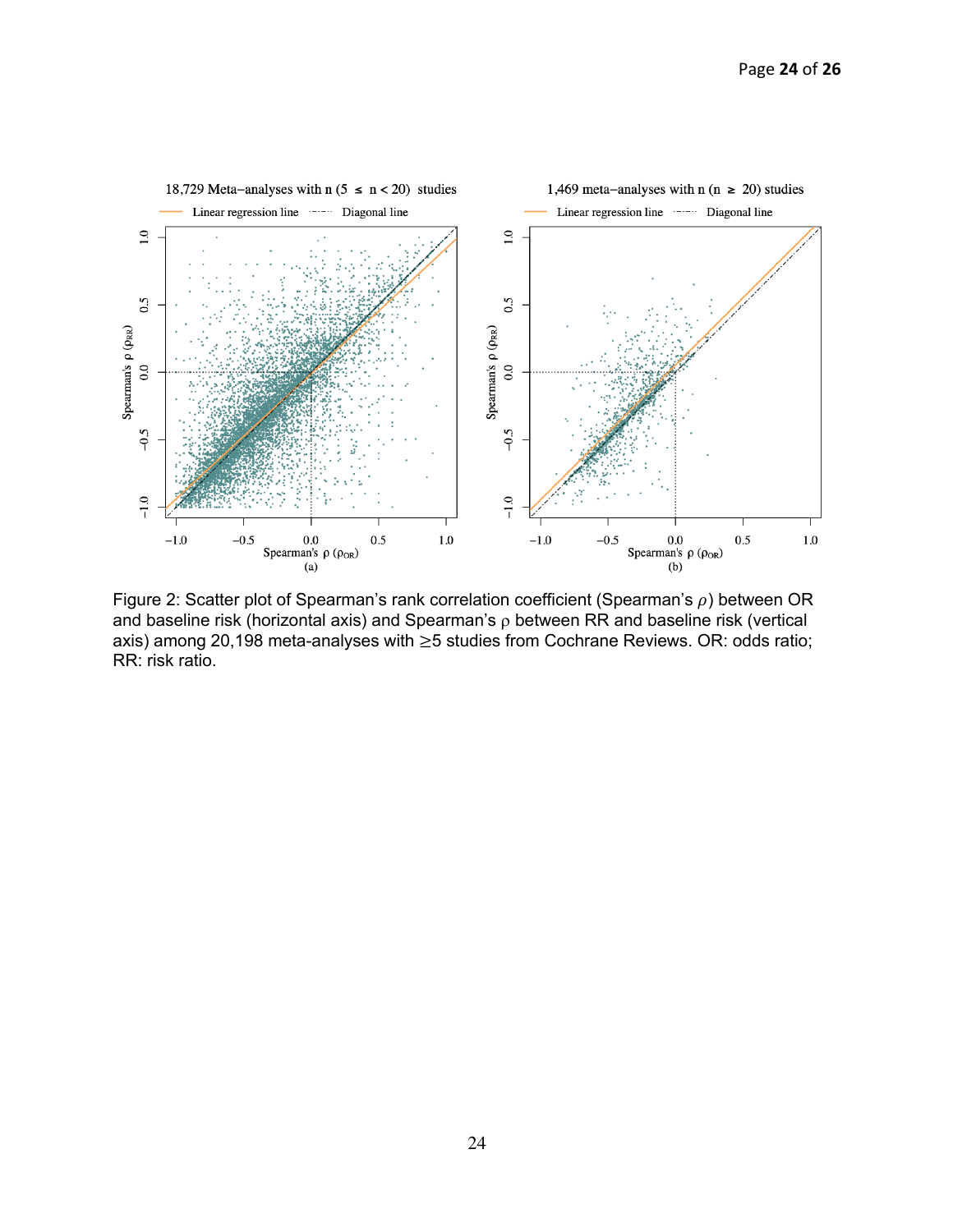Figure 2: Scatter plot of Spearman's rank correlation coefficient (Spearman's $\rho$) between OR and baseline risk (horizontal axis) and Spearman's $\rho$ between RR and baseline risk (vertical axis) among 20,198 meta-analyses with ≥5 studies from Cochrane Reviews. OR: odds ratio; RR: risk ratio.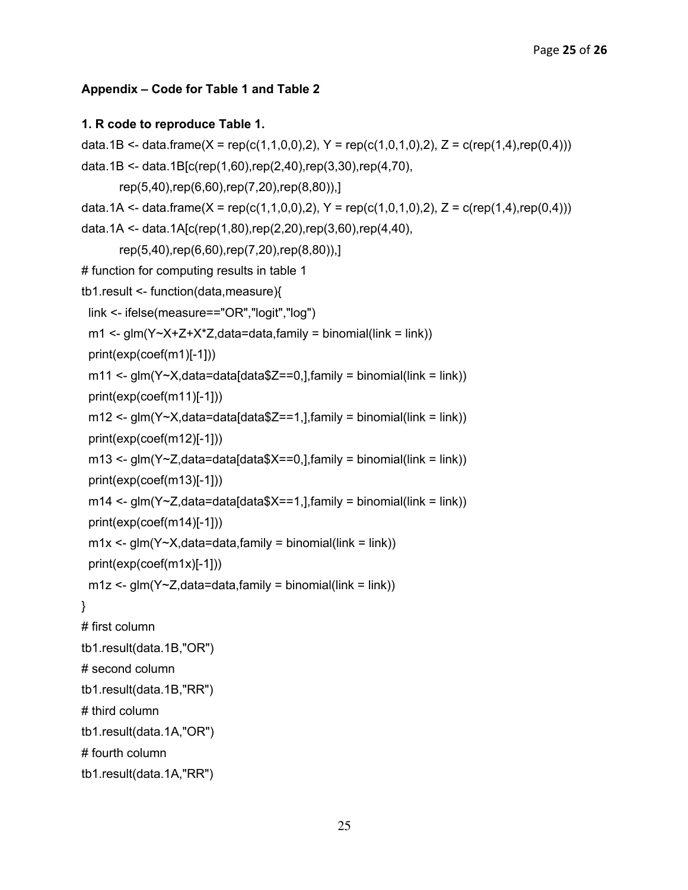**Appendix – Code for Table 1 and Table 2**

**1. R code to reproduce Table 1.**

```
data.1B <- data.frame(X = rep(c(1,1,0,0),2), Y = rep(c(1,0,1,0),2), Z = c(rep(1,4),rep(0,4)))
data.1B <- data.1B[c(rep(1,60),rep(2,40),rep(3,30),rep(4,70),
         rep(5,40),rep(6,60),rep(7,20),rep(8,80)),]
data.1A <- data.frame(X = rep(c(1,1,0,0),2), Y = rep(c(1,0,1,0),2), Z = c(rep(1,4),rep(0,4)))
data.1A <- data.1A[c(rep(1,80),rep(2,20),rep(3,60),rep(4,40),
         rep(5,40),rep(6,60),rep(7,20),rep(8,80)),]
# function for computing results in table 1
tb1.result <- function(data,measure){
  link <- ifelse(measure=="OR","logit","log")
  m1 <- glm(Y~X+Z+X*Z,data=data,family = binomial(link = link))
  print(exp(coef(m1)[-1]))
  m11 <- glm(Y~X,data=data[data$Z==0,],family = binomial(link = link))
  print(exp(coef(m11)[-1]))
  m12 <- glm(Y~X,data=data[data$Z==1,],family = binomial(link = link))
  print(exp(coef(m12)[-1]))
  m13 <- glm(Y~Z,data=data[data$X==0,],family = binomial(link = link))
  print(exp(coef(m13)[-1]))
  m14 <- glm(Y~Z,data=data[data$X==1,],family = binomial(link = link))
  print(exp(coef(m14)[-1]))
  m1x <- glm(Y~X,data=data,family = binomial(link = link))
  print(exp(coef(m1x)[-1]))
  m1z <- glm(Y~Z,data=data,family = binomial(link = link))
}
# first column
tb1.result(data.1B,"OR")
# second column
tb1.result(data.1B,"RR")
# third column
tb1.result(data.1A,"OR")
# fourth column
tb1.result(data.1A,"RR")
```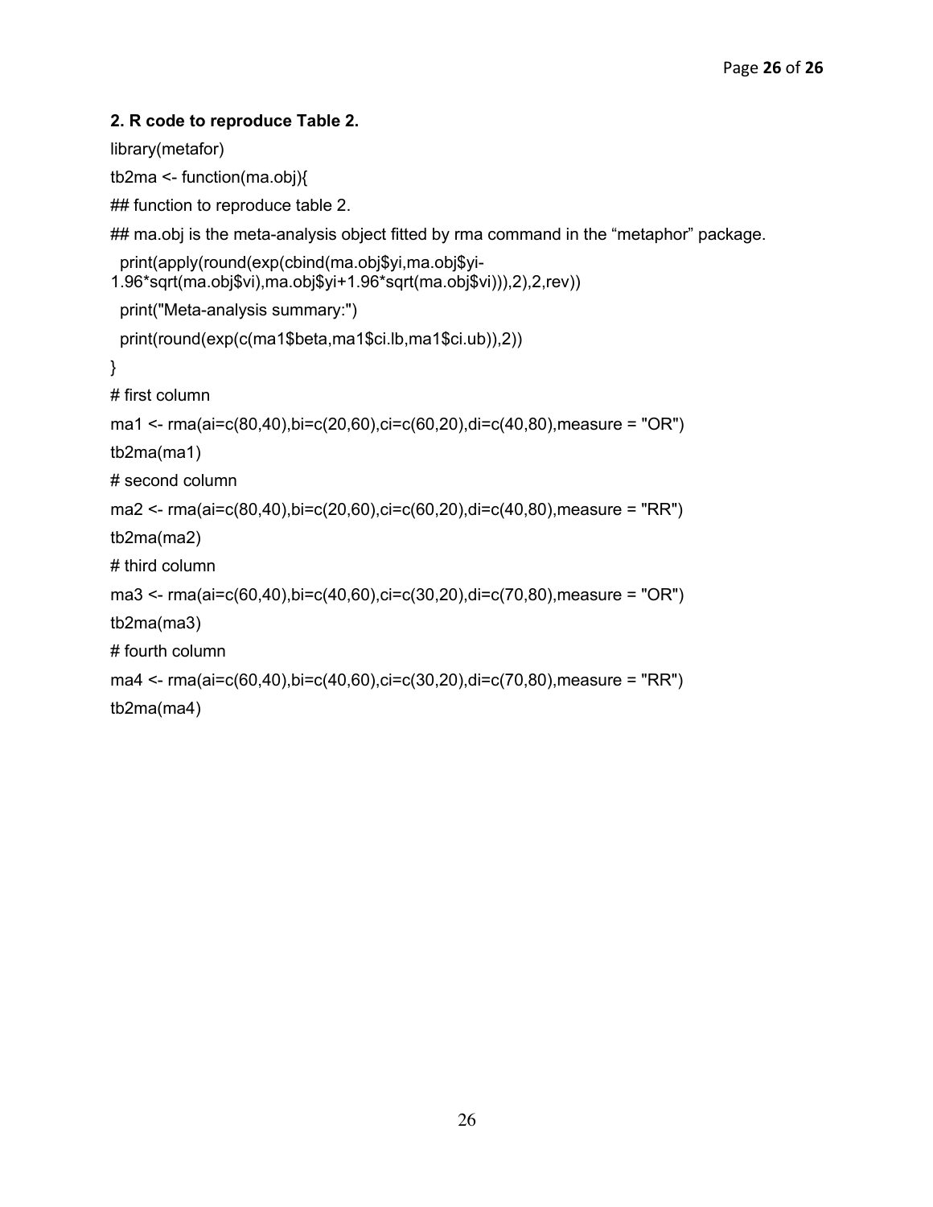**2. R code to reproduce Table 2.**

```
library(metafor)
tb2ma <- function(ma.obj){
## function to reproduce table 2.
## ma.obj is the meta-analysis object fitted by rma command in the "metaphor" package.
  print(apply(round(exp(cbind(ma.obj$yi,ma.obj$yi-
1.96*sqrt(ma.obj$vi),ma.obj$yi+1.96*sqrt(ma.obj$vi))),2),2,rev))
  print("Meta-analysis summary:")
  print(round(exp(c(ma1$beta,ma1$ci.lb,ma1$ci.ub)),2))
}
# first column
ma1 <- rma(ai=c(80,40),bi=c(20,60),ci=c(60,20),di=c(40,80),measure = "OR")
tb2ma(ma1)
# second column
ma2 <- rma(ai=c(80,40),bi=c(20,60),ci=c(60,20),di=c(40,80),measure = "RR")
tb2ma(ma2)
# third column
ma3 <- rma(ai=c(60,40),bi=c(40,60),ci=c(30,20),di=c(70,80),measure = "OR")
tb2ma(ma3)
# fourth column
ma4 <- rma(ai=c(60,40),bi=c(40,60),ci=c(30,20),di=c(70,80),measure = "RR")
tb2ma(ma4)
```